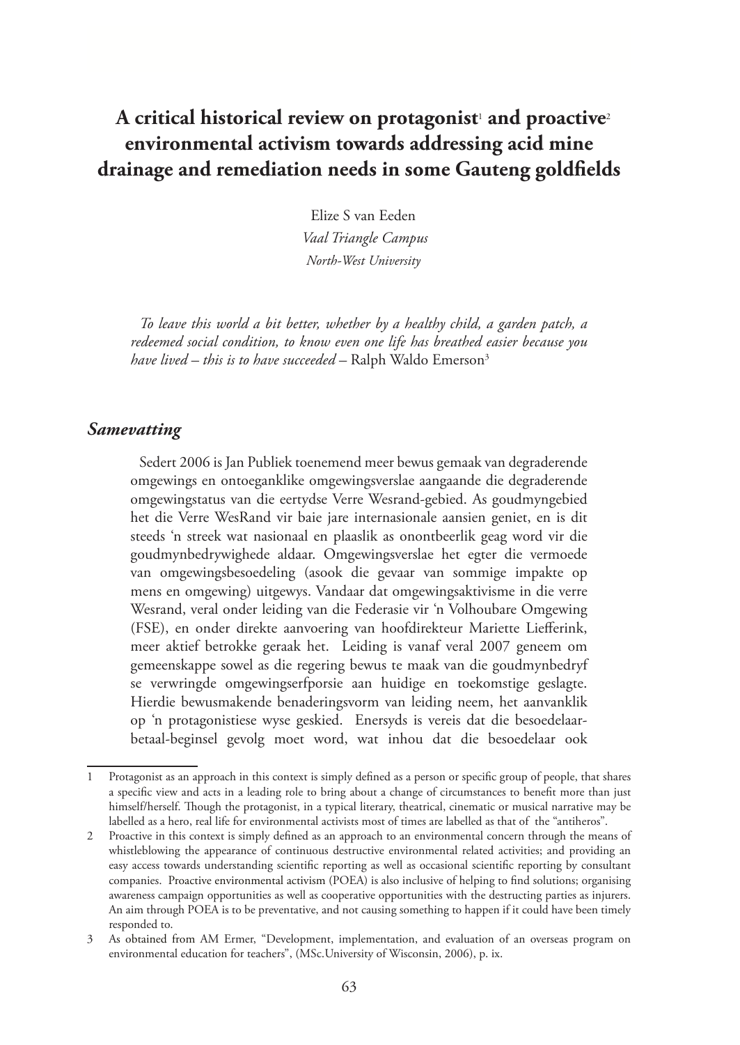# A critical historical review on protagonist[1] and proactive[2] environmental activism towards addressing acid mine drainage and remediation needs in some Gauteng goldfields

Elize S van Eeden
*Vaal Triangle Campus*
*North-West University*

*To leave this world a bit better, whether by a healthy child, a garden patch, a redeemed social condition, to know even one life has breathed easier because you have lived – this is to have succeeded* – Ralph Waldo Emerson[3]

## *Samevatting*

Sedert 2006 is Jan Publiek toenemend meer bewus gemaak van degraderende omgewings en ontoeganklike omgewingsverslae aangaande die degraderende omgewingstatus van die eertydse Verre Wesrand-gebied. As goudmyngebied het die Verre WesRand vir baie jare internasionale aansien geniet, en is dit steeds 'n streek wat nasionaal en plaaslik as onontbeerlik geag word vir die goudmynbedrywighede aldaar. Omgewingsverslae het egter die vermoede van omgewingsbesoedeling (asook die gevaar van sommige impakte op mens en omgewing) uitgewys. Vandaar dat omgewingsaktivisme in die verre Wesrand, veral onder leiding van die Federasie vir 'n Volhoubare Omgewing (FSE), en onder direkte aanvoering van hoofdirekteur Mariette Liefferink, meer aktief betrokke geraak het. Leiding is vanaf veral 2007 geneem om gemeenskappe sowel as die regering bewus te maak van die goudmynbedryf se verwringde omgewingserfporsie aan huidige en toekomstige geslagte. Hierdie bewusmakende benaderingsvorm van leiding neem, het aanvanklik op 'n protagonistiese wyse geskied. Enersyds is vereis dat die besoedelaar-betaal-beginsel gevolg moet word, wat inhou dat die besoedelaar ook

---

1 Protagonist as an approach in this context is simply defined as a person or specific group of people, that shares a specific view and acts in a leading role to bring about a change of circumstances to benefit more than just himself/herself. Though the protagonist, in a typical literary, theatrical, cinematic or musical narrative may be labelled as a hero, real life for environmental activists most of times are labelled as that of the "antiheros".

2 Proactive in this context is simply defined as an approach to an environmental concern through the means of whistleblowing the appearance of continuous destructive environmental related activities; and providing an easy access towards understanding scientific reporting as well as occasional scientific reporting by consultant companies. Proactive environmental activism (POEA) is also inclusive of helping to find solutions; organising awareness campaign opportunities as well as cooperative opportunities with the destructing parties as injurers. An aim through POEA is to be preventative, and not causing something to happen if it could have been timely responded to.

3 As obtained from AM Ermer, "Development, implementation, and evaluation of an overseas program on environmental education for teachers", (MSc.University of Wisconsin, 2006), p. ix.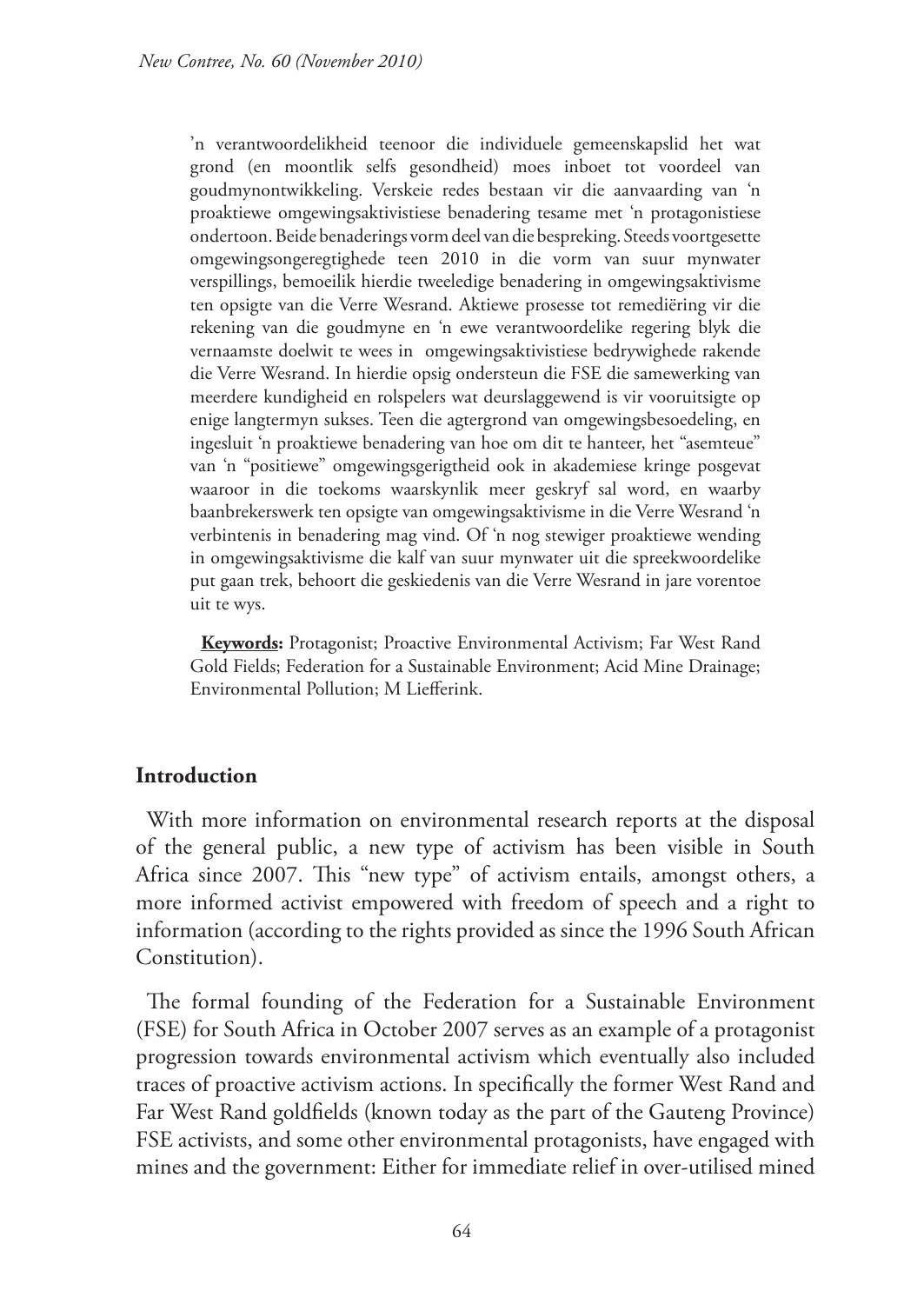'n verantwoordelikheid teenoor die individuele gemeenskapslid het wat grond (en moontlik selfs gesondheid) moes inboet tot voordeel van goudmynontwikkeling. Verskeie redes bestaan vir die aanvaarding van 'n proaktiewe omgewingsaktivistiese benadering tesame met 'n protagonistiese ondertoon. Beide benaderings vorm deel van die bespreking. Steeds voortgesette omgewingsongeregtighede teen 2010 in die vorm van suur mynwater verspillings, bemoeilik hierdie tweeledige benadering in omgewingsaktivisme ten opsigte van die Verre Wesrand. Aktiewe prosesse tot remediëring vir die rekening van die goudmyne en 'n ewe verantwoordelike regering blyk die vernaamste doelwit te wees in omgewingsaktivistiese bedrywighede rakende die Verre Wesrand. In hierdie opsig ondersteun die FSE die samewerking van meerdere kundigheid en rolspelers wat deurslaggewend is vir vooruitsigte op enige langtermyn sukses. Teen die agtergrond van omgewingsbesoedeling, en ingesluit 'n proaktiewe benadering van hoe om dit te hanteer, het "asemteue" van 'n "positiewe" omgewingsgerigtheid ook in akademiese kringe posgevat waaroor in die toekoms waarskynlik meer geskryf sal word, en waarby baanbrekerswerk ten opsigte van omgewingsaktivisme in die Verre Wesrand 'n verbintenis in benadering mag vind. Of 'n nog stewiger proaktiewe wending in omgewingsaktivisme die kalf van suur mynwater uit die spreekwoordelike put gaan trek, behoort die geskiedenis van die Verre Wesrand in jare vorentoe uit te wys.

**Keywords:** Protagonist; Proactive Environmental Activism; Far West Rand Gold Fields; Federation for a Sustainable Environment; Acid Mine Drainage; Environmental Pollution; M Liefferink.

## Introduction

With more information on environmental research reports at the disposal of the general public, a new type of activism has been visible in South Africa since 2007. This "new type" of activism entails, amongst others, a more informed activist empowered with freedom of speech and a right to information (according to the rights provided as since the 1996 South African Constitution).

The formal founding of the Federation for a Sustainable Environment (FSE) for South Africa in October 2007 serves as an example of a protagonist progression towards environmental activism which eventually also included traces of proactive activism actions. In specifically the former West Rand and Far West Rand goldfields (known today as the part of the Gauteng Province) FSE activists, and some other environmental protagonists, have engaged with mines and the government: Either for immediate relief in over-utilised mined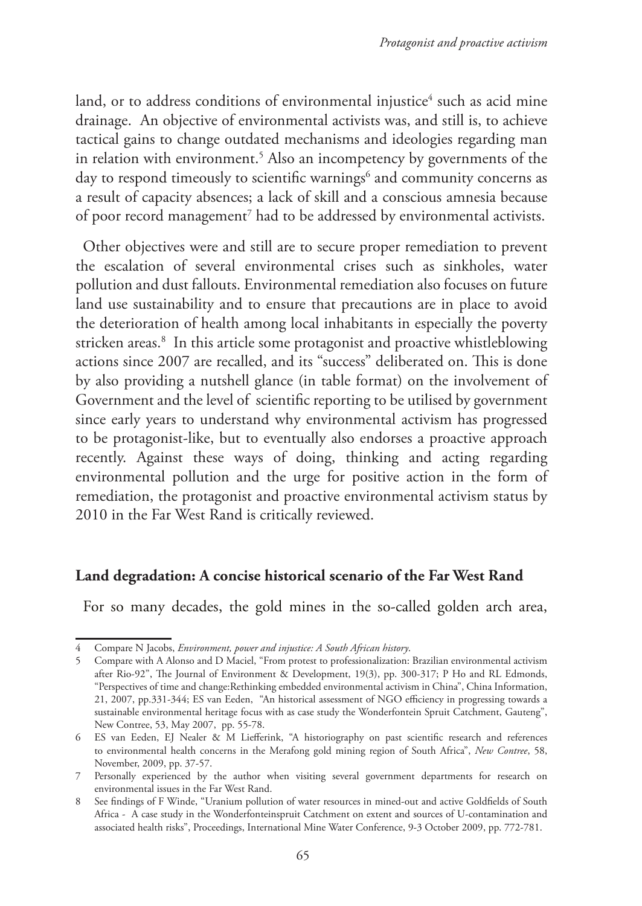land, or to address conditions of environmental injustice[4] such as acid mine drainage. An objective of environmental activists was, and still is, to achieve tactical gains to change outdated mechanisms and ideologies regarding man in relation with environment.[5] Also an incompetency by governments of the day to respond timeously to scientific warnings[6] and community concerns as a result of capacity absences; a lack of skill and a conscious amnesia because of poor record management[7] had to be addressed by environmental activists.

Other objectives were and still are to secure proper remediation to prevent the escalation of several environmental crises such as sinkholes, water pollution and dust fallouts. Environmental remediation also focuses on future land use sustainability and to ensure that precautions are in place to avoid the deterioration of health among local inhabitants in especially the poverty stricken areas.[8] In this article some protagonist and proactive whistleblowing actions since 2007 are recalled, and its "success" deliberated on. This is done by also providing a nutshell glance (in table format) on the involvement of Government and the level of scientific reporting to be utilised by government since early years to understand why environmental activism has progressed to be protagonist-like, but to eventually also endorses a proactive approach recently. Against these ways of doing, thinking and acting regarding environmental pollution and the urge for positive action in the form of remediation, the protagonist and proactive environmental activism status by 2010 in the Far West Rand is critically reviewed.

## Land degradation: A concise historical scenario of the Far West Rand

For so many decades, the gold mines in the so-called golden arch area,

---

4 Compare N Jacobs, *Environment, power and injustice: A South African history*.

5 Compare with A Alonso and D Maciel, "From protest to professionalization: Brazilian environmental activism after Rio-92", The Journal of Environment & Development, 19(3), pp. 300-317; P Ho and RL Edmonds, "Perspectives of time and change:Rethinking embedded environmental activism in China", China Information, 21, 2007, pp.331-344; ES van Eeden, "An historical assessment of NGO efficiency in progressing towards a sustainable environmental heritage focus with as case study the Wonderfontein Spruit Catchment, Gauteng", New Contree, 53, May 2007, pp. 55-78.

6 ES van Eeden, EJ Nealer & M Liefferink, "A historiography on past scientific research and references to environmental health concerns in the Merafong gold mining region of South Africa", *New Contree*, 58, November, 2009, pp. 37-57.

7 Personally experienced by the author when visiting several government departments for research on environmental issues in the Far West Rand.

8 See findings of F Winde, "Uranium pollution of water resources in mined-out and active Goldfields of South Africa - A case study in the Wonderfonteinspruit Catchment on extent and sources of U-contamination and associated health risks", Proceedings, International Mine Water Conference, 9-3 October 2009, pp. 772-781.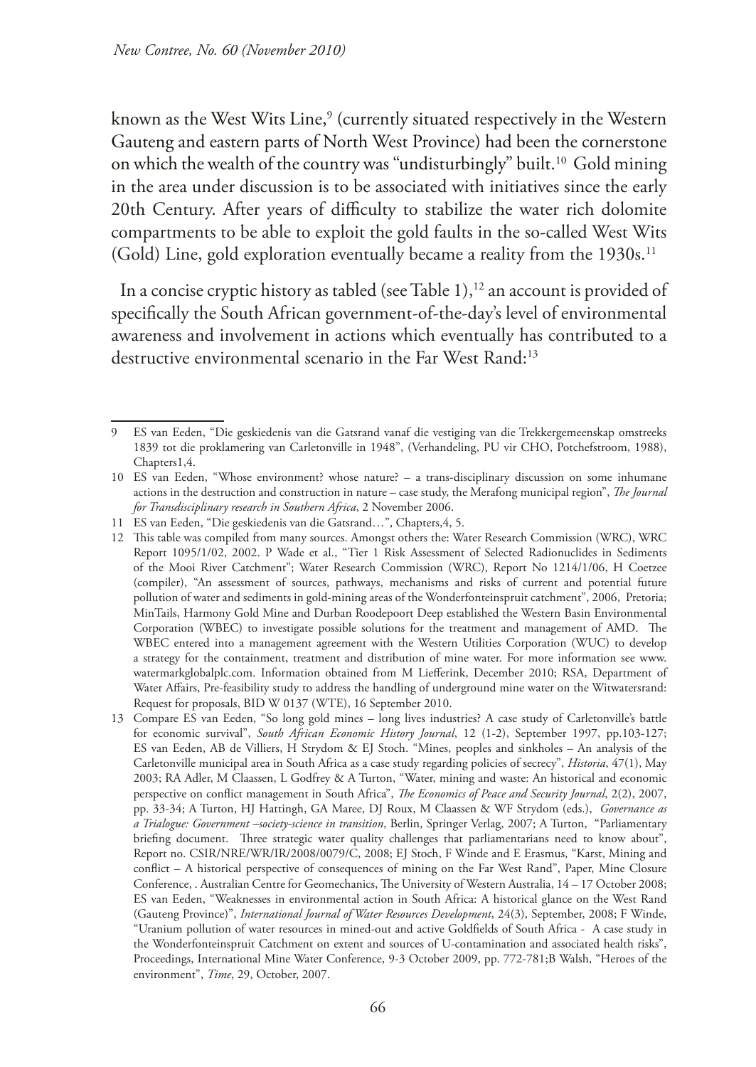known as the West Wits Line,[9] (currently situated respectively in the Western Gauteng and eastern parts of North West Province) had been the cornerstone on which the wealth of the country was "undisturbingly" built.[10] Gold mining in the area under discussion is to be associated with initiatives since the early 20th Century. After years of difficulty to stabilize the water rich dolomite compartments to be able to exploit the gold faults in the so-called West Wits (Gold) Line, gold exploration eventually became a reality from the 1930s.[11]

In a concise cryptic history as tabled (see Table 1),[12] an account is provided of specifically the South African government-of-the-day's level of environmental awareness and involvement in actions which eventually has contributed to a destructive environmental scenario in the Far West Rand:[13]

---

9 ES van Eeden, "Die geskiedenis van die Gatsrand vanaf die vestiging van die Trekkergemeenskap omstreeks 1839 tot die proklamering van Carletonville in 1948", (Verhandeling, PU vir CHO, Potchefstroom, 1988), Chapters1,4.

10 ES van Eeden, "Whose environment? whose nature? – a trans-disciplinary discussion on some inhumane actions in the destruction and construction in nature – case study, the Merafong municipal region", *The Journal for Transdisciplinary research in Southern Africa*, 2 November 2006.

11 ES van Eeden, "Die geskiedenis van die Gatsrand…", Chapters,4, 5.

12 This table was compiled from many sources. Amongst others the: Water Research Commission (WRC), WRC Report 1095/1/02, 2002. P Wade et al., "Tier 1 Risk Assessment of Selected Radionuclides in Sediments of the Mooi River Catchment"; Water Research Commission (WRC), Report No 1214/1/06, H Coetzee (compiler), "An assessment of sources, pathways, mechanisms and risks of current and potential future pollution of water and sediments in gold-mining areas of the Wonderfonteinspruit catchment", 2006, Pretoria; MinTails, Harmony Gold Mine and Durban Roodepoort Deep established the Western Basin Environmental Corporation (WBEC) to investigate possible solutions for the treatment and management of AMD. The WBEC entered into a management agreement with the Western Utilities Corporation (WUC) to develop a strategy for the containment, treatment and distribution of mine water. For more information see www.watermarkglobalplc.com. Information obtained from M Liefferink, December 2010; RSA, Department of Water Affairs, Pre-feasibility study to address the handling of underground mine water on the Witwatersrand: Request for proposals, BID W 0137 (WTE), 16 September 2010.

13 Compare ES van Eeden, "So long gold mines – long lives industries? A case study of Carletonville's battle for economic survival", *South African Economic History Journal*, 12 (1-2), September 1997, pp.103-127; ES van Eeden, AB de Villiers, H Strydom & EJ Stoch. "Mines, peoples and sinkholes – An analysis of the Carletonville municipal area in South Africa as a case study regarding policies of secrecy", *Historia*, 47(1), May 2003; RA Adler, M Claassen, L Godfrey & A Turton, "Water, mining and waste: An historical and economic perspective on conflict management in South Africa", *The Economics of Peace and Security Journal*, 2(2), 2007, pp. 33-34; A Turton, HJ Hattingh, GA Maree, DJ Roux, M Claassen & WF Strydom (eds.), *Governance as a Trialogue: Government –society-science in transition*, Berlin, Springer Verlag, 2007; A Turton, "Parliamentary briefing document. Three strategic water quality challenges that parliamentarians need to know about", Report no. CSIR/NRE/WR/IR/2008/0079/C, 2008; EJ Stoch, F Winde and E Erasmus, "Karst, Mining and conflict – A historical perspective of consequences of mining on the Far West Rand", Paper, Mine Closure Conference, . Australian Centre for Geomechanics, The University of Western Australia, 14 – 17 October 2008; ES van Eeden, "Weaknesses in environmental action in South Africa: A historical glance on the West Rand (Gauteng Province)", *International Journal of Water Resources Development*, 24(3), September, 2008; F Winde, "Uranium pollution of water resources in mined-out and active Goldfields of South Africa - A case study in the Wonderfonteinspruit Catchment on extent and sources of U-contamination and associated health risks", Proceedings, International Mine Water Conference, 9-3 October 2009, pp. 772-781;B Walsh, "Heroes of the environment", *Time*, 29, October, 2007.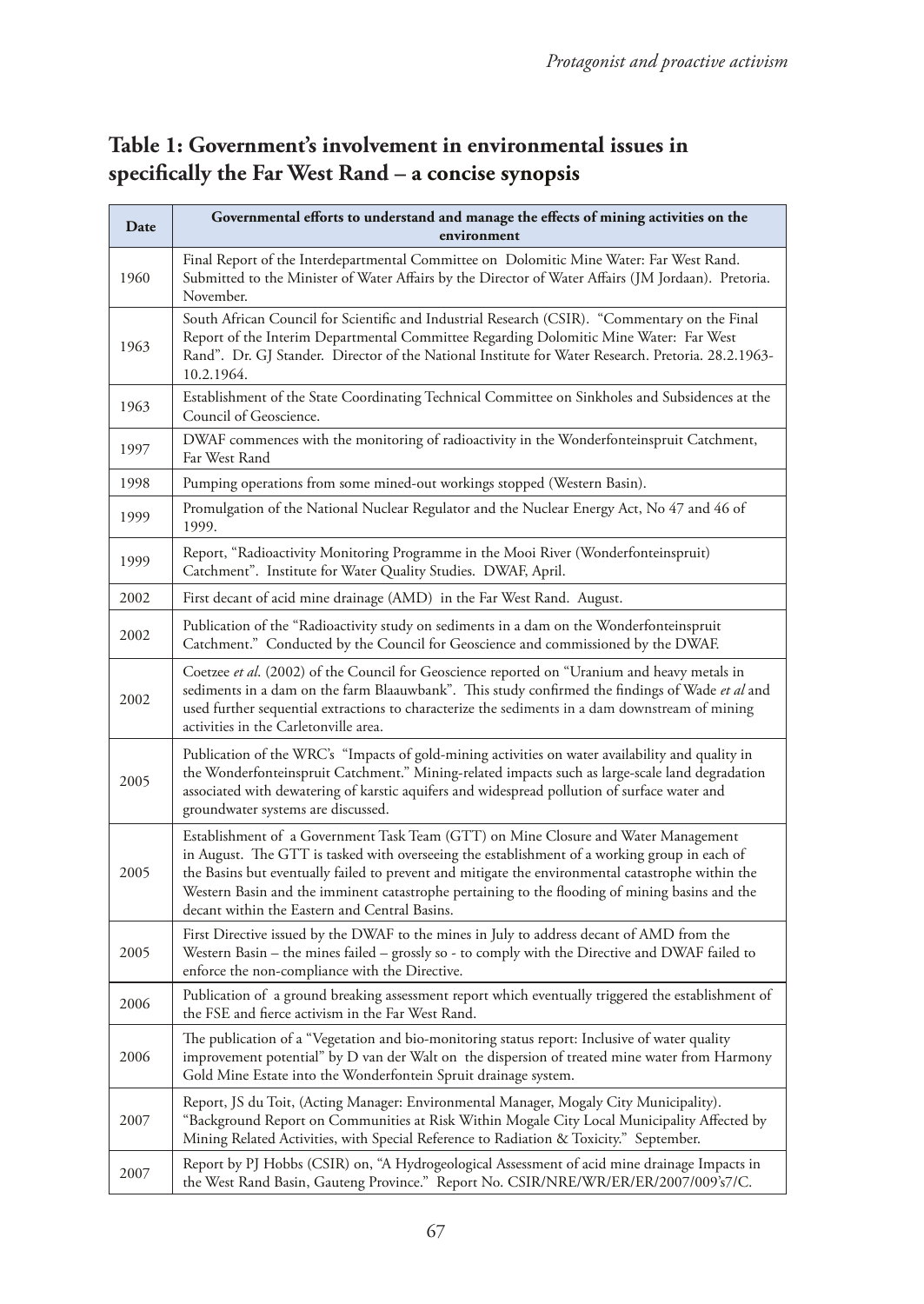## Table 1: Government's involvement in environmental issues in specifically the Far West Rand – a concise synopsis

| Date | Governmental efforts to understand and manage the effects of mining activities on the environment |
|---|---|
| 1960 | Final Report of the Interdepartmental Committee on Dolomitic Mine Water: Far West Rand. Submitted to the Minister of Water Affairs by the Director of Water Affairs (JM Jordaan). Pretoria. November. |
| 1963 | South African Council for Scientific and Industrial Research (CSIR). "Commentary on the Final Report of the Interim Departmental Committee Regarding Dolomitic Mine Water: Far West Rand". Dr. GJ Stander. Director of the National Institute for Water Research. Pretoria. 28.2.1963-10.2.1964. |
| 1963 | Establishment of the State Coordinating Technical Committee on Sinkholes and Subsidences at the Council of Geoscience. |
| 1997 | DWAF commences with the monitoring of radioactivity in the Wonderfonteinspruit Catchment, Far West Rand |
| 1998 | Pumping operations from some mined-out workings stopped (Western Basin). |
| 1999 | Promulgation of the National Nuclear Regulator and the Nuclear Energy Act, No 47 and 46 of 1999. |
| 1999 | Report, "Radioactivity Monitoring Programme in the Mooi River (Wonderfonteinspruit) Catchment". Institute for Water Quality Studies. DWAF, April. |
| 2002 | First decant of acid mine drainage (AMD) in the Far West Rand. August. |
| 2002 | Publication of the "Radioactivity study on sediments in a dam on the Wonderfonteinspruit Catchment." Conducted by the Council for Geoscience and commissioned by the DWAF. |
| 2002 | Coetzee *et al*. (2002) of the Council for Geoscience reported on "Uranium and heavy metals in sediments in a dam on the farm Blaauwbank". This study confirmed the findings of Wade *et al* and used further sequential extractions to characterize the sediments in a dam downstream of mining activities in the Carletonville area. |
| 2005 | Publication of the WRC's "Impacts of gold-mining activities on water availability and quality in the Wonderfonteinspruit Catchment." Mining-related impacts such as large-scale land degradation associated with dewatering of karstic aquifers and widespread pollution of surface water and groundwater systems are discussed. |
| 2005 | Establishment of a Government Task Team (GTT) on Mine Closure and Water Management in August. The GTT is tasked with overseeing the establishment of a working group in each of the Basins but eventually failed to prevent and mitigate the environmental catastrophe within the Western Basin and the imminent catastrophe pertaining to the flooding of mining basins and the decant within the Eastern and Central Basins. |
| 2005 | First Directive issued by the DWAF to the mines in July to address decant of AMD from the Western Basin – the mines failed – grossly so - to comply with the Directive and DWAF failed to enforce the non-compliance with the Directive. |
| 2006 | Publication of a ground breaking assessment report which eventually triggered the establishment of the FSE and fierce activism in the Far West Rand. |
| 2006 | The publication of a "Vegetation and bio-monitoring status report: Inclusive of water quality improvement potential" by D van der Walt on the dispersion of treated mine water from Harmony Gold Mine Estate into the Wonderfontein Spruit drainage system. |
| 2007 | Report, JS du Toit, (Acting Manager: Environmental Manager, Mogaly City Municipality). "Background Report on Communities at Risk Within Mogale City Local Municipality Affected by Mining Related Activities, with Special Reference to Radiation & Toxicity." September. |
| 2007 | Report by PJ Hobbs (CSIR) on, "A Hydrogeological Assessment of acid mine drainage Impacts in the West Rand Basin, Gauteng Province." Report No. CSIR/NRE/WR/ER/ER/2007/009's7/C. |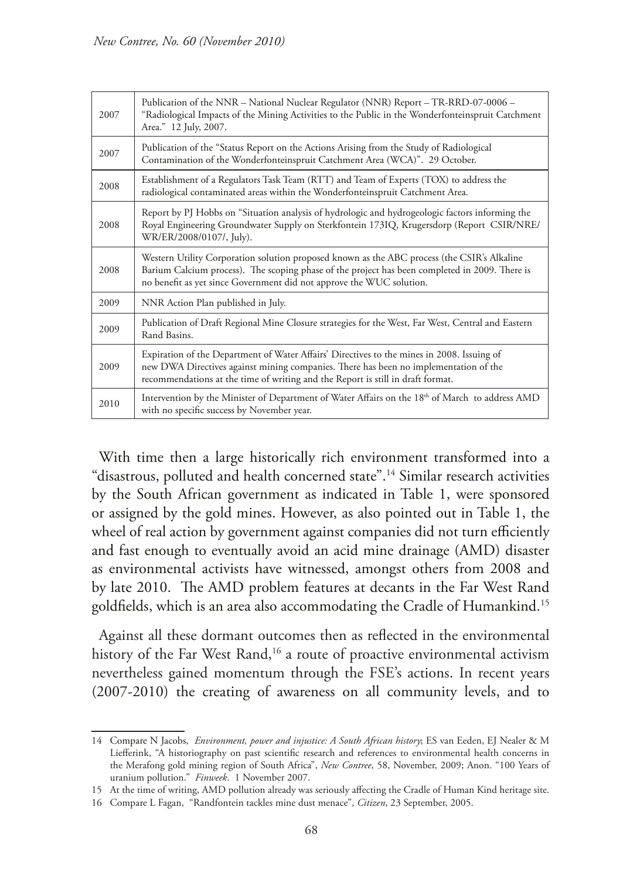| | |
|---|---|
| 2007 | Publication of the NNR – National Nuclear Regulator (NNR) Report – TR-RRD-07-0006 – "Radiological Impacts of the Mining Activities to the Public in the Wonderfonteinspruit Catchment Area." 12 July, 2007. |
| 2007 | Publication of the "Status Report on the Actions Arising from the Study of Radiological Contamination of the Wonderfonteinspruit Catchment Area (WCA)". 29 October. |
| 2008 | Establishment of a Regulators Task Team (RTT) and Team of Experts (TOX) to address the radiological contaminated areas within the Wonderfonteinspruit Catchment Area. |
| 2008 | Report by PJ Hobbs on "Situation analysis of hydrologic and hydrogeologic factors informing the Royal Engineering Groundwater Supply on Sterkfontein 173IQ, Krugersdorp (Report CSIR/NRE/WR/ER/2008/0107/, July). |
| 2008 | Western Utility Corporation solution proposed known as the ABC process (the CSIR's Alkaline Barium Calcium process). The scoping phase of the project has been completed in 2009. There is no benefit as yet since Government did not approve the WUC solution. |
| 2009 | NNR Action Plan published in July. |
| 2009 | Publication of Draft Regional Mine Closure strategies for the West, Far West, Central and Eastern Rand Basins. |
| 2009 | Expiration of the Department of Water Affairs' Directives to the mines in 2008. Issuing of new DWA Directives against mining companies. There has been no implementation of the recommendations at the time of writing and the Report is still in draft format. |
| 2010 | Intervention by the Minister of Department of Water Affairs on the 18th of March to address AMD with no specific success by November year. |

With time then a large historically rich environment transformed into a "disastrous, polluted and health concerned state".[14] Similar research activities by the South African government as indicated in Table 1, were sponsored or assigned by the gold mines. However, as also pointed out in Table 1, the wheel of real action by government against companies did not turn efficiently and fast enough to eventually avoid an acid mine drainage (AMD) disaster as environmental activists have witnessed, amongst others from 2008 and by late 2010. The AMD problem features at decants in the Far West Rand goldfields, which is an area also accommodating the Cradle of Humankind.[15]

Against all these dormant outcomes then as reflected in the environmental history of the Far West Rand,[16] a route of proactive environmental activism nevertheless gained momentum through the FSE's actions. In recent years (2007-2010) the creating of awareness on all community levels, and to

---

14 Compare N Jacobs, *Environment, power and injustice: A South African history*; ES van Eeden, EJ Nealer & M Liefferink, "A historiography on past scientific research and references to environmental health concerns in the Merafong gold mining region of South Africa", *New Contree*, 58, November, 2009; Anon. "100 Years of uranium pollution." *Finweek*. 1 November 2007.

15 At the time of writing, AMD pollution already was seriously affecting the Cradle of Human Kind heritage site.

16 Compare L Fagan, "Randfontein tackles mine dust menace", *Citizen*, 23 September, 2005.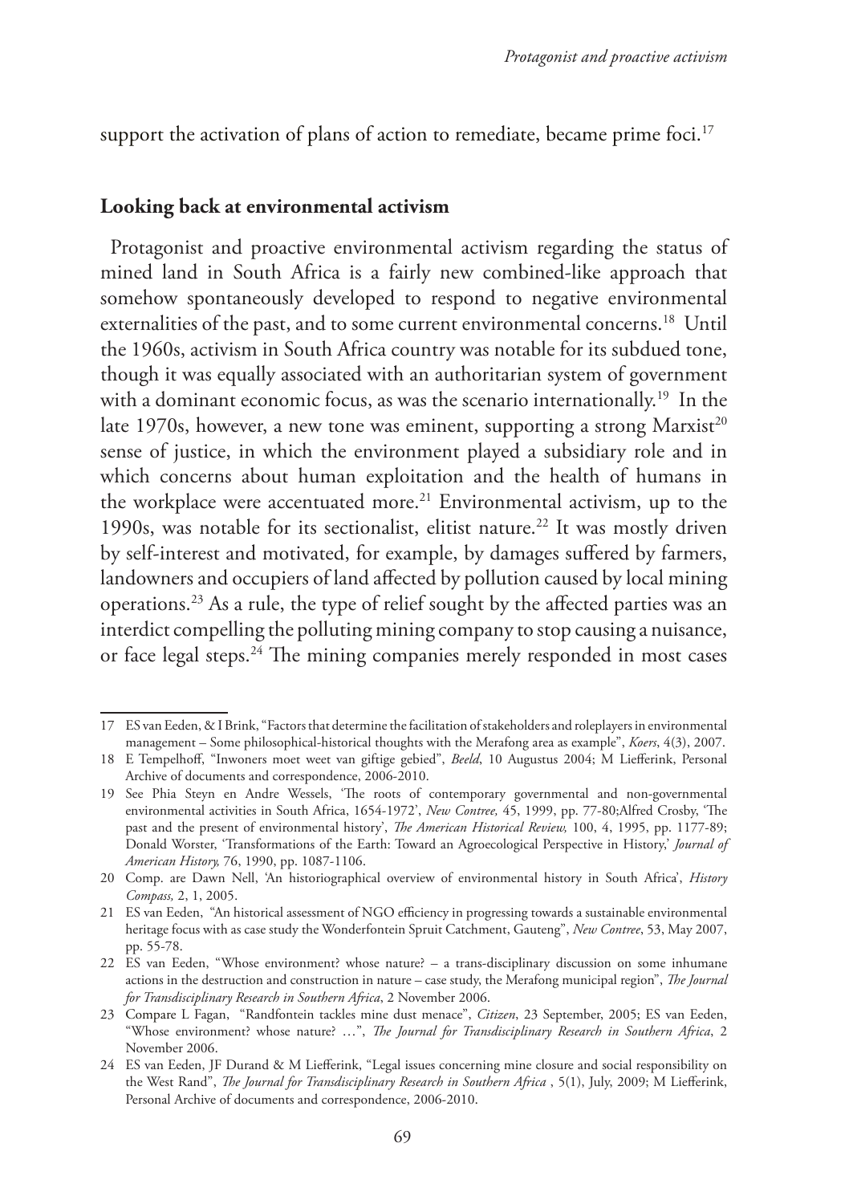support the activation of plans of action to remediate, became prime foci.[17]

## Looking back at environmental activism

Protagonist and proactive environmental activism regarding the status of mined land in South Africa is a fairly new combined-like approach that somehow spontaneously developed to respond to negative environmental externalities of the past, and to some current environmental concerns.[18] Until the 1960s, activism in South Africa country was notable for its subdued tone, though it was equally associated with an authoritarian system of government with a dominant economic focus, as was the scenario internationally.[19] In the late 1970s, however, a new tone was eminent, supporting a strong Marxist[20] sense of justice, in which the environment played a subsidiary role and in which concerns about human exploitation and the health of humans in the workplace were accentuated more.[21] Environmental activism, up to the 1990s, was notable for its sectionalist, elitist nature.[22] It was mostly driven by self-interest and motivated, for example, by damages suffered by farmers, landowners and occupiers of land affected by pollution caused by local mining operations.[23] As a rule, the type of relief sought by the affected parties was an interdict compelling the polluting mining company to stop causing a nuisance, or face legal steps.[24] The mining companies merely responded in most cases

---

17 ES van Eeden, & I Brink, "Factors that determine the facilitation of stakeholders and roleplayers in environmental management – Some philosophical-historical thoughts with the Merafong area as example", *Koers*, 4(3), 2007.

18 E Tempelhoff, "Inwoners moet weet van giftige gebied", *Beeld*, 10 Augustus 2004; M Liefferink, Personal Archive of documents and correspondence, 2006-2010.

19 See Phia Steyn en Andre Wessels, 'The roots of contemporary governmental and non-governmental environmental activities in South Africa, 1654-1972', *New Contree,* 45, 1999, pp. 77-80;Alfred Crosby, 'The past and the present of environmental history', *The American Historical Review,* 100, 4, 1995, pp. 1177-89; Donald Worster, 'Transformations of the Earth: Toward an Agroecological Perspective in History,' *Journal of American History,* 76, 1990, pp. 1087-1106.

20 Comp. are Dawn Nell, 'An historiographical overview of environmental history in South Africa', *History Compass,* 2, 1, 2005.

21 ES van Eeden, "An historical assessment of NGO efficiency in progressing towards a sustainable environmental heritage focus with as case study the Wonderfontein Spruit Catchment, Gauteng", *New Contree*, 53, May 2007, pp. 55-78.

22 ES van Eeden, "Whose environment? whose nature? – a trans-disciplinary discussion on some inhumane actions in the destruction and construction in nature – case study, the Merafong municipal region", *The Journal for Transdisciplinary Research in Southern Africa*, 2 November 2006.

23 Compare L Fagan, "Randfontein tackles mine dust menace", *Citizen*, 23 September, 2005; ES van Eeden, "Whose environment? whose nature? …", *The Journal for Transdisciplinary Research in Southern Africa*, 2 November 2006.

24 ES van Eeden, JF Durand & M Liefferink, "Legal issues concerning mine closure and social responsibility on the West Rand", *The Journal for Transdisciplinary Research in Southern Africa* , 5(1), July, 2009; M Liefferink, Personal Archive of documents and correspondence, 2006-2010.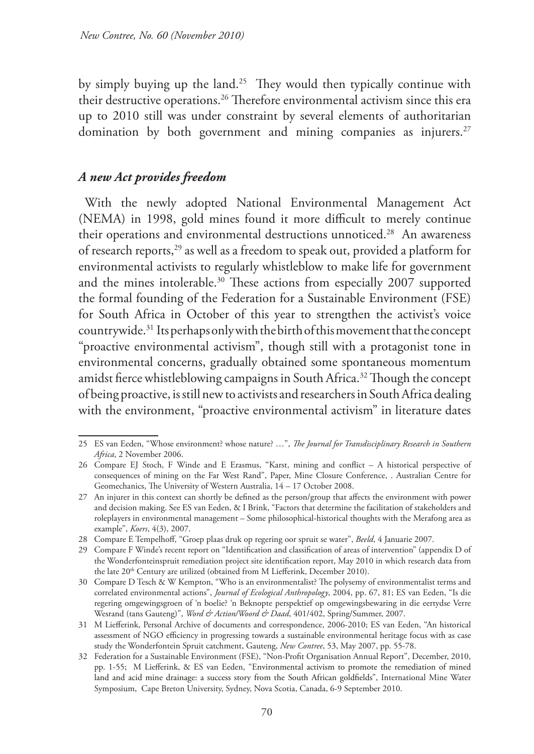by simply buying up the land.[25] They would then typically continue with their destructive operations.[26] Therefore environmental activism since this era up to 2010 still was under constraint by several elements of authoritarian domination by both government and mining companies as injurers.[27]

### *A new Act provides freedom*

With the newly adopted National Environmental Management Act (NEMA) in 1998, gold mines found it more difficult to merely continue their operations and environmental destructions unnoticed.[28] An awareness of research reports,[29] as well as a freedom to speak out, provided a platform for environmental activists to regularly whistleblow to make life for government and the mines intolerable.[30] These actions from especially 2007 supported the formal founding of the Federation for a Sustainable Environment (FSE) for South Africa in October of this year to strengthen the activist's voice countrywide.[31] Its perhaps only with the birth of this movement that the concept "proactive environmental activism", though still with a protagonist tone in environmental concerns, gradually obtained some spontaneous momentum amidst fierce whistleblowing campaigns in South Africa.[32] Though the concept of being proactive, is still new to activists and researchers in South Africa dealing with the environment, "proactive environmental activism" in literature dates

---

25 ES van Eeden, "Whose environment? whose nature? …", *The Journal for Transdisciplinary Research in Southern Africa*, 2 November 2006.

26 Compare EJ Stoch, F Winde and E Erasmus, "Karst, mining and conflict – A historical perspective of consequences of mining on the Far West Rand", Paper, Mine Closure Conference, . Australian Centre for Geomechanics, The University of Western Australia, 14 – 17 October 2008.

27 An injurer in this context can shortly be defined as the person/group that affects the environment with power and decision making. See ES van Eeden, & I Brink, "Factors that determine the facilitation of stakeholders and roleplayers in environmental management – Some philosophical-historical thoughts with the Merafong area as example", *Koers*, 4(3), 2007.

28 Compare E Tempelhoff, "Groep plaas druk op regering oor spruit se water", *Beeld*, 4 Januarie 2007.

29 Compare F Winde's recent report on "Identification and classification of areas of intervention" (appendix D of the Wonderfonteinspruit remediation project site identification report, May 2010 in which research data from the late 20th Century are utilized (obtained from M Liefferink, December 2010).

30 Compare D Tesch & W Kempton, "Who is an environmentalist? The polysemy of environmentalist terms and correlated environmental actions", *Journal of Ecological Anthropology*, 2004, pp. 67, 81; ES van Eeden, "Is die regering omgewingsgroen of 'n boelie? 'n Beknopte perspektief op omgewingsbewaring in die eertydse Verre Wesrand (tans Gauteng)", *Word & Action/Woord & Daad*, 401/402, Spring/Summer, 2007.

31 M Liefferink, Personal Archive of documents and correspondence, 2006-2010; ES van Eeden, "An historical assessment of NGO efficiency in progressing towards a sustainable environmental heritage focus with as case study the Wonderfontein Spruit catchment, Gauteng, *New Contree*, 53, May 2007, pp. 55-78.

32 Federation for a Sustainable Environment (FSE), "Non-Profit Organisation Annual Report", December, 2010, pp. 1-55; M Liefferink, & ES van Eeden, "Environmental activism to promote the remediation of mined land and acid mine drainage: a success story from the South African goldfields", International Mine Water Symposium, Cape Breton University, Sydney, Nova Scotia, Canada, 6-9 September 2010.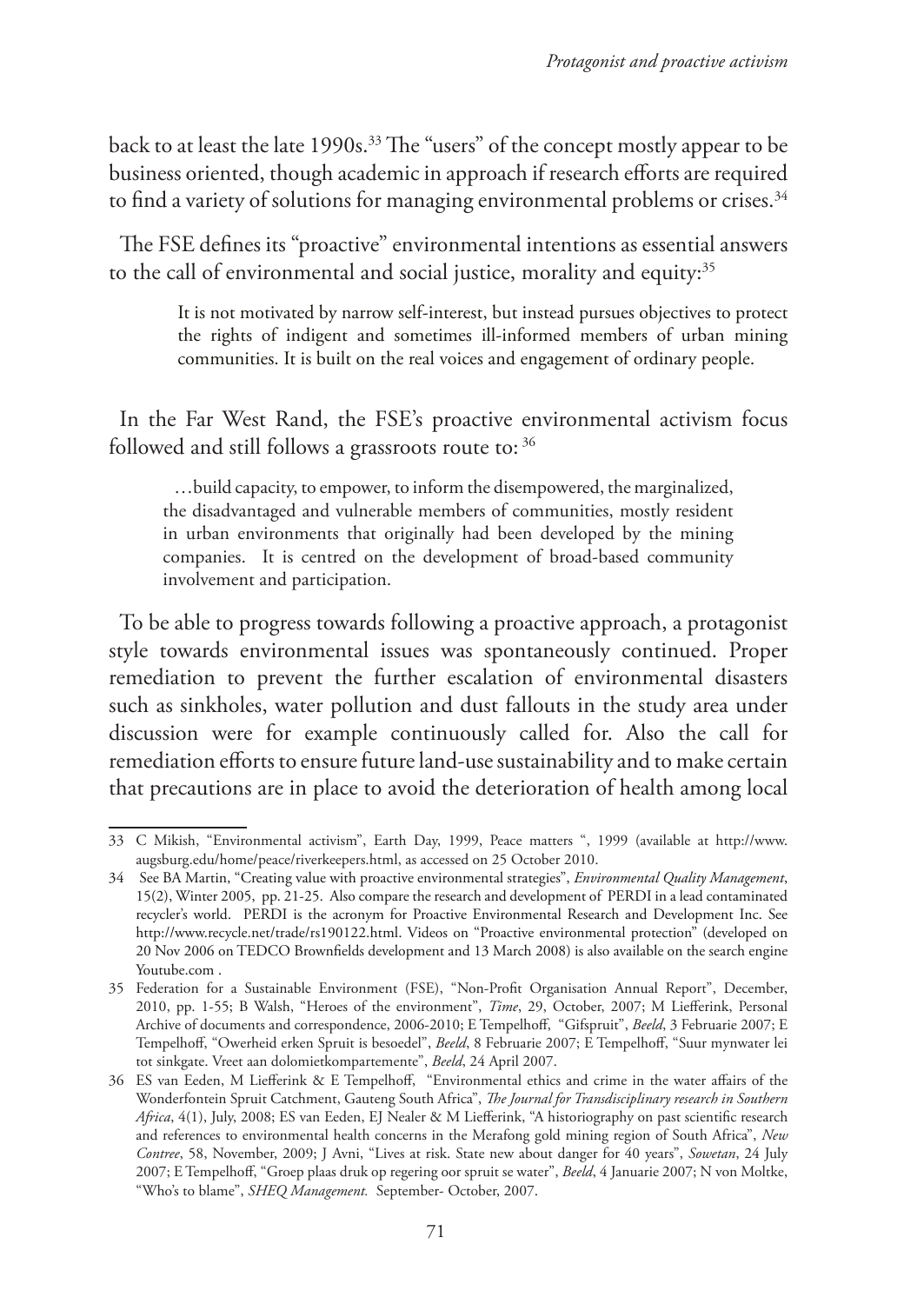back to at least the late 1990s.[33] The "users" of the concept mostly appear to be business oriented, though academic in approach if research efforts are required to find a variety of solutions for managing environmental problems or crises.[34]

The FSE defines its "proactive" environmental intentions as essential answers to the call of environmental and social justice, morality and equity:[35]

> It is not motivated by narrow self-interest, but instead pursues objectives to protect the rights of indigent and sometimes ill-informed members of urban mining communities. It is built on the real voices and engagement of ordinary people.

In the Far West Rand, the FSE's proactive environmental activism focus followed and still follows a grassroots route to: [36]

> …build capacity, to empower, to inform the disempowered, the marginalized, the disadvantaged and vulnerable members of communities, mostly resident in urban environments that originally had been developed by the mining companies. It is centred on the development of broad-based community involvement and participation.

To be able to progress towards following a proactive approach, a protagonist style towards environmental issues was spontaneously continued. Proper remediation to prevent the further escalation of environmental disasters such as sinkholes, water pollution and dust fallouts in the study area under discussion were for example continuously called for. Also the call for remediation efforts to ensure future land-use sustainability and to make certain that precautions are in place to avoid the deterioration of health among local

---

33 C Mikish, "Environmental activism", Earth Day, 1999, Peace matters ", 1999 (available at http://www.augsburg.edu/home/peace/riverkeepers.html, as accessed on 25 October 2010.

34 See BA Martin, "Creating value with proactive environmental strategies", *Environmental Quality Management*, 15(2), Winter 2005, pp. 21-25. Also compare the research and development of PERDI in a lead contaminated recycler's world. PERDI is the acronym for Proactive Environmental Research and Development Inc. See http://www.recycle.net/trade/rs190122.html. Videos on "Proactive environmental protection" (developed on 20 Nov 2006 on TEDCO Brownfields development and 13 March 2008) is also available on the search engine Youtube.com .

35 Federation for a Sustainable Environment (FSE), "Non-Profit Organisation Annual Report", December, 2010, pp. 1-55; B Walsh, "Heroes of the environment", *Time*, 29, October, 2007; M Liefferink, Personal Archive of documents and correspondence, 2006-2010; E Tempelhoff, "Gifspruit", *Beeld*, 3 Februarie 2007; E Tempelhoff, "Owerheid erken Spruit is besoedel", *Beeld*, 8 Februarie 2007; E Tempelhoff, "Suur mynwater lei tot sinkgate. Vreet aan dolomietkompartemente", *Beeld*, 24 April 2007.

36 ES van Eeden, M Liefferink & E Tempelhoff, "Environmental ethics and crime in the water affairs of the Wonderfontein Spruit Catchment, Gauteng South Africa", *The Journal for Transdisciplinary research in Southern Africa*, 4(1), July, 2008; ES van Eeden, EJ Nealer & M Liefferink, "A historiography on past scientific research and references to environmental health concerns in the Merafong gold mining region of South Africa", *New Contree*, 58, November, 2009; J Avni, "Lives at risk. State new about danger for 40 years", *Sowetan*, 24 July 2007; E Tempelhoff, "Groep plaas druk op regering oor spruit se water", *Beeld*, 4 Januarie 2007; N von Moltke, "Who's to blame", *SHEQ Management.* September- October, 2007.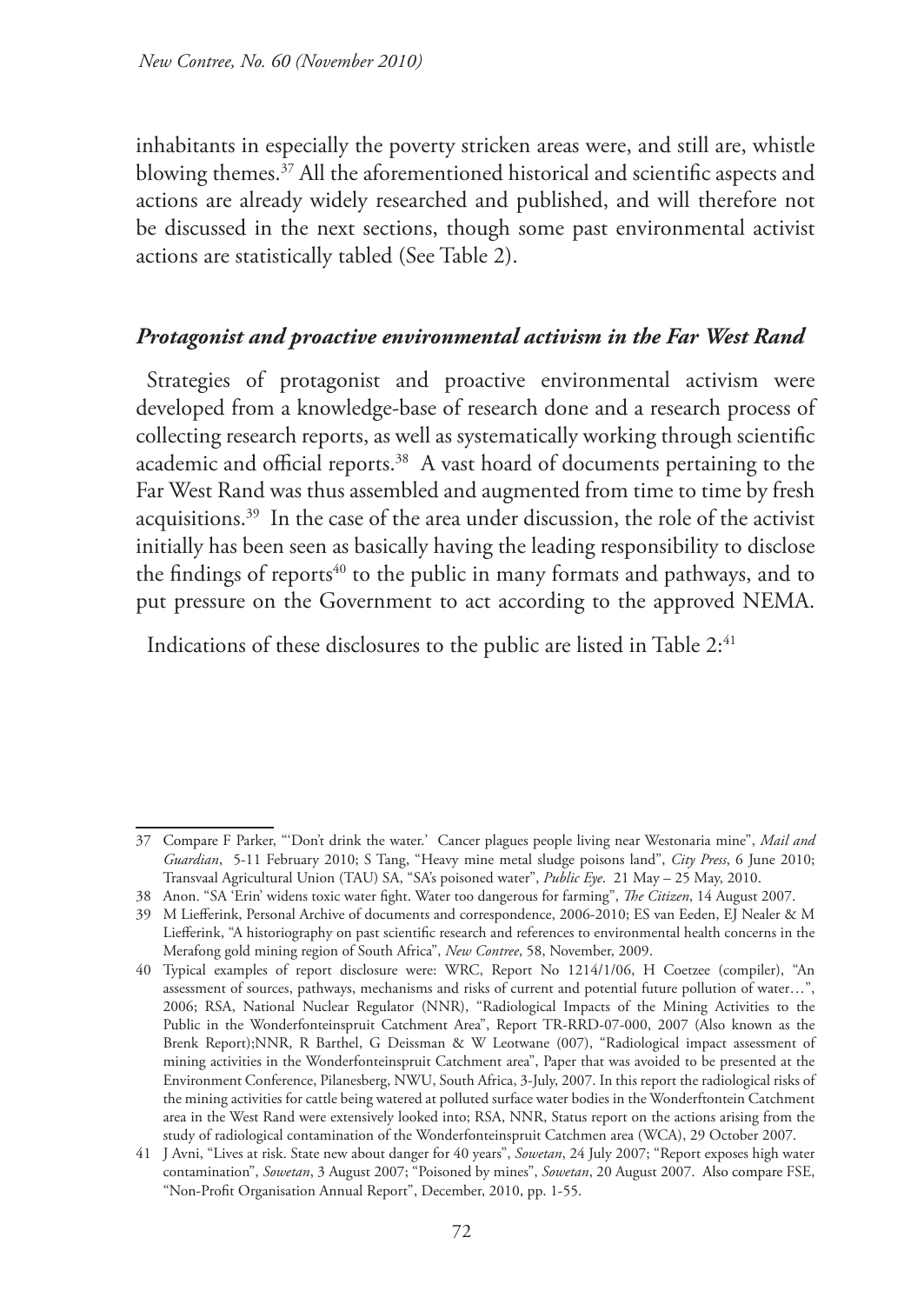inhabitants in especially the poverty stricken areas were, and still are, whistle blowing themes.[37] All the aforementioned historical and scientific aspects and actions are already widely researched and published, and will therefore not be discussed in the next sections, though some past environmental activist actions are statistically tabled (See Table 2).

### *Protagonist and proactive environmental activism in the Far West Rand*

Strategies of protagonist and proactive environmental activism were developed from a knowledge-base of research done and a research process of collecting research reports, as well as systematically working through scientific academic and official reports.[38] A vast hoard of documents pertaining to the Far West Rand was thus assembled and augmented from time to time by fresh acquisitions.[39] In the case of the area under discussion, the role of the activist initially has been seen as basically having the leading responsibility to disclose the findings of reports[40] to the public in many formats and pathways, and to put pressure on the Government to act according to the approved NEMA.

Indications of these disclosures to the public are listed in Table 2:[41]

---

37 Compare F Parker, "'Don't drink the water.' Cancer plagues people living near Westonaria mine", *Mail and Guardian*, 5-11 February 2010; S Tang, "Heavy mine metal sludge poisons land", *City Press*, 6 June 2010; Transvaal Agricultural Union (TAU) SA, "SA's poisoned water", *Public Eye*. 21 May – 25 May, 2010.

38 Anon. "SA 'Erin' widens toxic water fight. Water too dangerous for farming", *The Citizen*, 14 August 2007.

39 M Liefferink, Personal Archive of documents and correspondence, 2006-2010; ES van Eeden, EJ Nealer & M Liefferink, "A historiography on past scientific research and references to environmental health concerns in the Merafong gold mining region of South Africa", *New Contree*, 58, November, 2009.

40 Typical examples of report disclosure were: WRC, Report No 1214/1/06, H Coetzee (compiler), "An assessment of sources, pathways, mechanisms and risks of current and potential future pollution of water…", 2006; RSA, National Nuclear Regulator (NNR), "Radiological Impacts of the Mining Activities to the Public in the Wonderfonteinspruit Catchment Area", Report TR-RRD-07-000, 2007 (Also known as the Brenk Report);NNR, R Barthel, G Deissman & W Leotwane (007), "Radiological impact assessment of mining activities in the Wonderfonteinspruit Catchment area", Paper that was avoided to be presented at the Environment Conference, Pilanesberg, NWU, South Africa, 3-July, 2007. In this report the radiological risks of the mining activities for cattle being watered at polluted surface water bodies in the Wonderftontein Catchment area in the West Rand were extensively looked into; RSA, NNR, Status report on the actions arising from the study of radiological contamination of the Wonderfonteinspruit Catchmen area (WCA), 29 October 2007.

41 J Avni, "Lives at risk. State new about danger for 40 years", *Sowetan*, 24 July 2007; "Report exposes high water contamination", *Sowetan*, 3 August 2007; "Poisoned by mines", *Sowetan*, 20 August 2007. Also compare FSE, "Non-Profit Organisation Annual Report", December, 2010, pp. 1-55.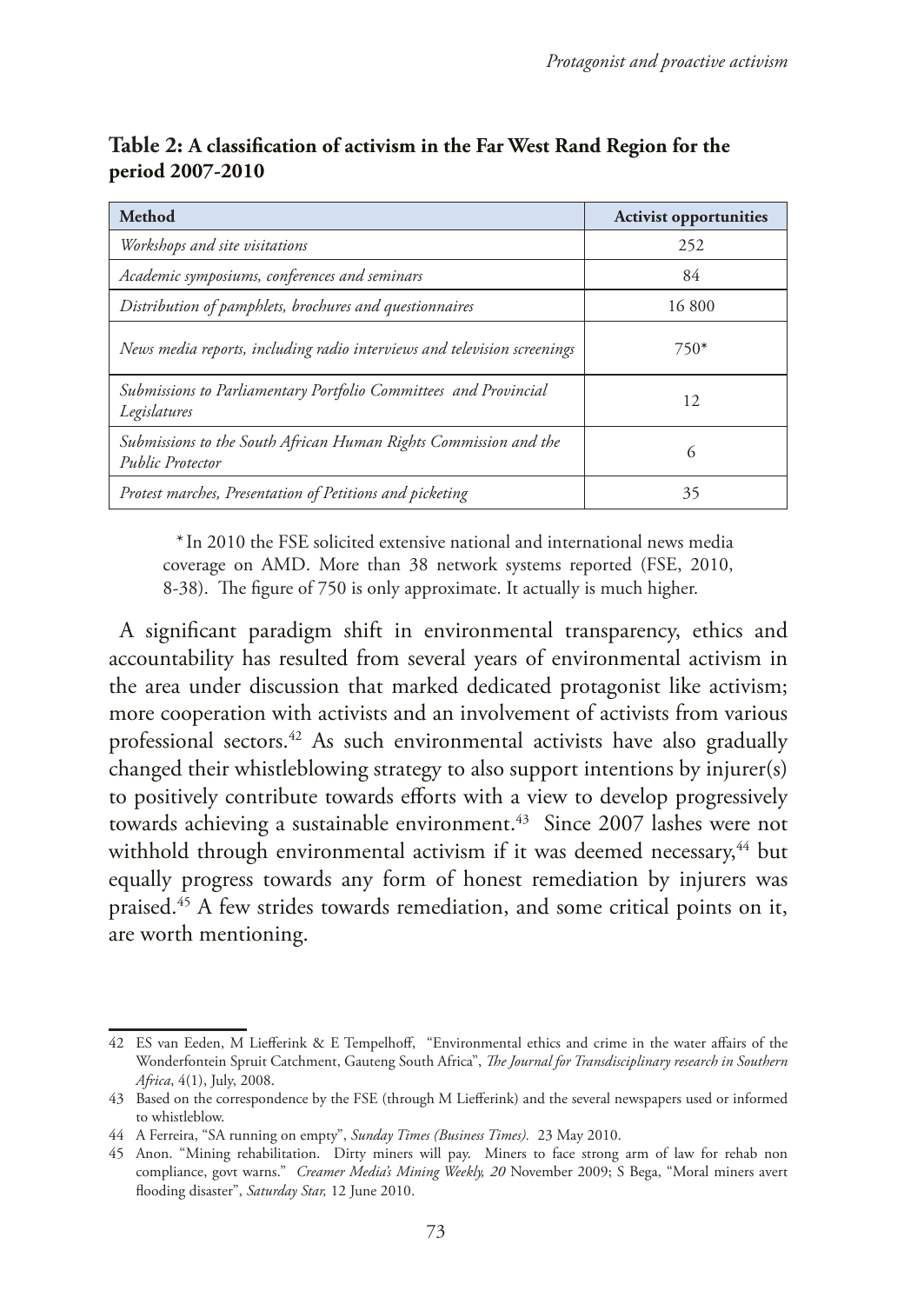**Table 2: A classification of activism in the Far West Rand Region for the period 2007-2010**

| Method | Activist opportunities |
|---|---|
| *Workshops and site visitations* | 252 |
| *Academic symposiums, conferences and seminars* | 84 |
| *Distribution of pamphlets, brochures and questionnaires* | 16 800 |
| *News media reports, including radio interviews and television screenings* | 750* |
| *Submissions to Parliamentary Portfolio Committees and Provincial Legislatures* | 12 |
| *Submissions to the South African Human Rights Commission and the Public Protector* | 6 |
| *Protest marches, Presentation of Petitions and picketing* | 35 |

\* In 2010 the FSE solicited extensive national and international news media coverage on AMD. More than 38 network systems reported (FSE, 2010, 8-38). The figure of 750 is only approximate. It actually is much higher.

A significant paradigm shift in environmental transparency, ethics and accountability has resulted from several years of environmental activism in the area under discussion that marked dedicated protagonist like activism; more cooperation with activists and an involvement of activists from various professional sectors.[42] As such environmental activists have also gradually changed their whistleblowing strategy to also support intentions by injurer(s) to positively contribute towards efforts with a view to develop progressively towards achieving a sustainable environment.[43] Since 2007 lashes were not withhold through environmental activism if it was deemed necessary,[44] but equally progress towards any form of honest remediation by injurers was praised.[45] A few strides towards remediation, and some critical points on it, are worth mentioning.

---

42 ES van Eeden, M Liefferink & E Tempelhoff, "Environmental ethics and crime in the water affairs of the Wonderfontein Spruit Catchment, Gauteng South Africa", *The Journal for Transdisciplinary research in Southern Africa*, 4(1), July, 2008.

43 Based on the correspondence by the FSE (through M Liefferink) and the several newspapers used or informed to whistleblow.

44 A Ferreira, "SA running on empty", *Sunday Times (Business Times).* 23 May 2010.

45 Anon. "Mining rehabilitation. Dirty miners will pay. Miners to face strong arm of law for rehab non compliance, govt warns." *Creamer Media's Mining Weekly, 20* November 2009; S Bega, "Moral miners avert flooding disaster", *Saturday Star,* 12 June 2010.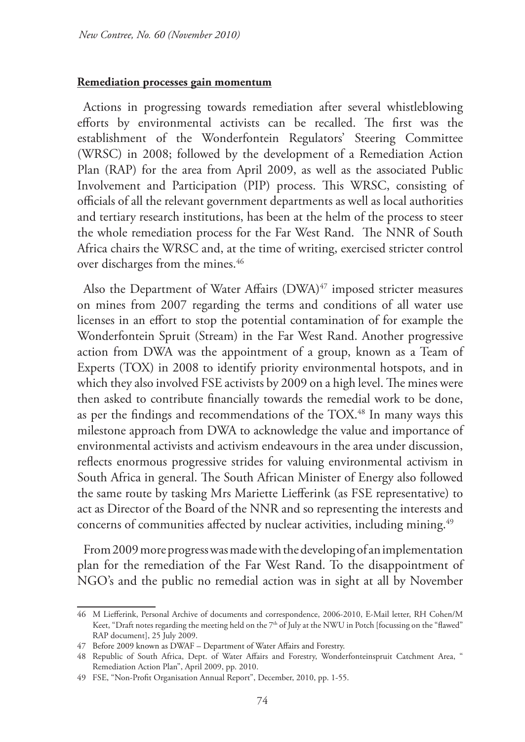**Remediation processes gain momentum**

Actions in progressing towards remediation after several whistleblowing efforts by environmental activists can be recalled. The first was the establishment of the Wonderfontein Regulators' Steering Committee (WRSC) in 2008; followed by the development of a Remediation Action Plan (RAP) for the area from April 2009, as well as the associated Public Involvement and Participation (PIP) process. This WRSC, consisting of officials of all the relevant government departments as well as local authorities and tertiary research institutions, has been at the helm of the process to steer the whole remediation process for the Far West Rand. The NNR of South Africa chairs the WRSC and, at the time of writing, exercised stricter control over discharges from the mines.[46]

Also the Department of Water Affairs (DWA)[47] imposed stricter measures on mines from 2007 regarding the terms and conditions of all water use licenses in an effort to stop the potential contamination of for example the Wonderfontein Spruit (Stream) in the Far West Rand. Another progressive action from DWA was the appointment of a group, known as a Team of Experts (TOX) in 2008 to identify priority environmental hotspots, and in which they also involved FSE activists by 2009 on a high level. The mines were then asked to contribute financially towards the remedial work to be done, as per the findings and recommendations of the TOX.[48] In many ways this milestone approach from DWA to acknowledge the value and importance of environmental activists and activism endeavours in the area under discussion, reflects enormous progressive strides for valuing environmental activism in South Africa in general. The South African Minister of Energy also followed the same route by tasking Mrs Mariette Liefferink (as FSE representative) to act as Director of the Board of the NNR and so representing the interests and concerns of communities affected by nuclear activities, including mining.[49]

From 2009 more progress was made with the developing of an implementation plan for the remediation of the Far West Rand. To the disappointment of NGO's and the public no remedial action was in sight at all by November

---

46 M Liefferink, Personal Archive of documents and correspondence, 2006-2010, E-Mail letter, RH Cohen/M Keet, "Draft notes regarding the meeting held on the 7th of July at the NWU in Potch [focussing on the "flawed" RAP document], 25 July 2009.

47 Before 2009 known as DWAF – Department of Water Affairs and Forestry.

48 Republic of South Africa, Dept. of Water Affairs and Forestry, Wonderfonteinspruit Catchment Area, " Remediation Action Plan", April 2009, pp. 2010.

49 FSE, "Non-Profit Organisation Annual Report", December, 2010, pp. 1-55.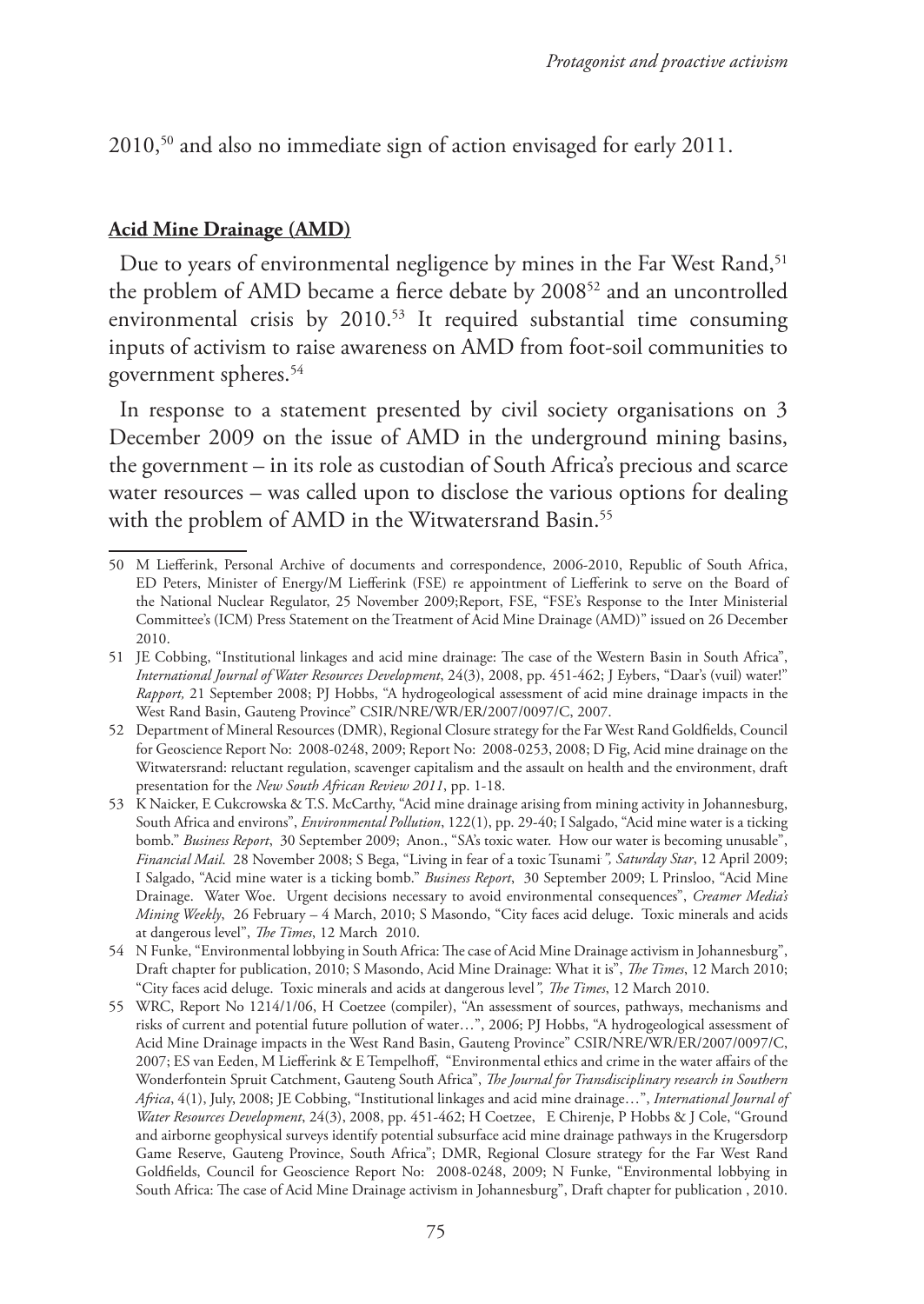2010,[50] and also no immediate sign of action envisaged for early 2011.

**Acid Mine Drainage (AMD)**

Due to years of environmental negligence by mines in the Far West Rand,[51] the problem of AMD became a fierce debate by 2008[52] and an uncontrolled environmental crisis by 2010.[53] It required substantial time consuming inputs of activism to raise awareness on AMD from foot-soil communities to government spheres.[54]

In response to a statement presented by civil society organisations on 3 December 2009 on the issue of AMD in the underground mining basins, the government – in its role as custodian of South Africa's precious and scarce water resources – was called upon to disclose the various options for dealing with the problem of AMD in the Witwatersrand Basin.[55]

---

50 M Liefferink, Personal Archive of documents and correspondence, 2006-2010, Republic of South Africa, ED Peters, Minister of Energy/M Liefferink (FSE) re appointment of Liefferink to serve on the Board of the National Nuclear Regulator, 25 November 2009;Report, FSE, "FSE's Response to the Inter Ministerial Committee's (ICM) Press Statement on the Treatment of Acid Mine Drainage (AMD)" issued on 26 December 2010.

51 JE Cobbing, "Institutional linkages and acid mine drainage: The case of the Western Basin in South Africa", *International Journal of Water Resources Development*, 24(3), 2008, pp. 451-462; J Eybers, "Daar's (vuil) water!" *Rapport,* 21 September 2008; PJ Hobbs, "A hydrogeological assessment of acid mine drainage impacts in the West Rand Basin, Gauteng Province" CSIR/NRE/WR/ER/2007/0097/C, 2007.

52 Department of Mineral Resources (DMR), Regional Closure strategy for the Far West Rand Goldfields, Council for Geoscience Report No: 2008-0248, 2009; Report No: 2008-0253, 2008; D Fig, Acid mine drainage on the Witwatersrand: reluctant regulation, scavenger capitalism and the assault on health and the environment, draft presentation for the *New South African Review 2011*, pp. 1-18.

53 K Naicker, E Cukcrowska & T.S. McCarthy, "Acid mine drainage arising from mining activity in Johannesburg, South Africa and environs", *Environmental Pollution*, 122(1), pp. 29-40; I Salgado, "Acid mine water is a ticking bomb." *Business Report*, 30 September 2009; Anon., "SA's toxic water. How our water is becoming unusable", *Financial Mail*. 28 November 2008; S Bega, "Living in fear of a toxic Tsunami*", Saturday Star*, 12 April 2009; I Salgado, "Acid mine water is a ticking bomb." *Business Report*, 30 September 2009; L Prinsloo, "Acid Mine Drainage. Water Woe. Urgent decisions necessary to avoid environmental consequences", *Creamer Media's Mining Weekly*, 26 February – 4 March, 2010; S Masondo, "City faces acid deluge. Toxic minerals and acids at dangerous level", *The Times*, 12 March 2010.

54 N Funke, "Environmental lobbying in South Africa: The case of Acid Mine Drainage activism in Johannesburg", Draft chapter for publication, 2010; S Masondo, Acid Mine Drainage: What it is", *The Times*, 12 March 2010; "City faces acid deluge. Toxic minerals and acids at dangerous level*", The Times*, 12 March 2010.

55 WRC, Report No 1214/1/06, H Coetzee (compiler), "An assessment of sources, pathways, mechanisms and risks of current and potential future pollution of water…", 2006; PJ Hobbs, "A hydrogeological assessment of Acid Mine Drainage impacts in the West Rand Basin, Gauteng Province" CSIR/NRE/WR/ER/2007/0097/C, 2007; ES van Eeden, M Liefferink & E Tempelhoff, "Environmental ethics and crime in the water affairs of the Wonderfontein Spruit Catchment, Gauteng South Africa", *The Journal for Transdisciplinary research in Southern Africa*, 4(1), July, 2008; JE Cobbing, "Institutional linkages and acid mine drainage…", *International Journal of Water Resources Development*, 24(3), 2008, pp. 451-462; H Coetzee, E Chirenje, P Hobbs & J Cole, "Ground and airborne geophysical surveys identify potential subsurface acid mine drainage pathways in the Krugersdorp Game Reserve, Gauteng Province, South Africa"; DMR, Regional Closure strategy for the Far West Rand Goldfields, Council for Geoscience Report No: 2008-0248, 2009; N Funke, "Environmental lobbying in South Africa: The case of Acid Mine Drainage activism in Johannesburg", Draft chapter for publication , 2010.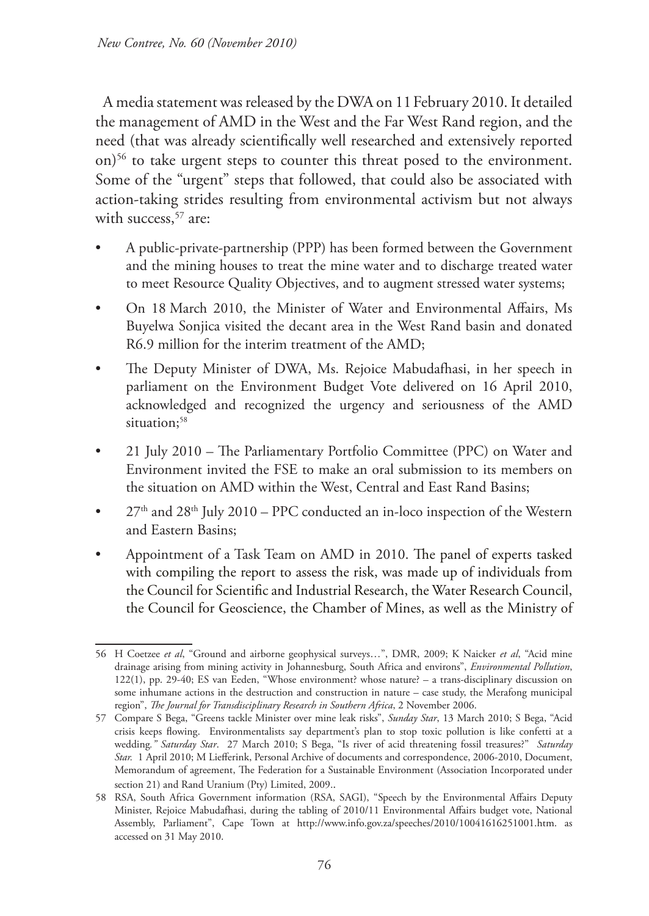A media statement was released by the DWA on 11 February 2010. It detailed the management of AMD in the West and the Far West Rand region, and the need (that was already scientifically well researched and extensively reported on)[56] to take urgent steps to counter this threat posed to the environment. Some of the "urgent" steps that followed, that could also be associated with action-taking strides resulting from environmental activism but not always with success,[57] are:

- A public-private-partnership (PPP) has been formed between the Government and the mining houses to treat the mine water and to discharge treated water to meet Resource Quality Objectives, and to augment stressed water systems;
- On 18 March 2010, the Minister of Water and Environmental Affairs, Ms Buyelwa Sonjica visited the decant area in the West Rand basin and donated R6.9 million for the interim treatment of the AMD;
- The Deputy Minister of DWA, Ms. Rejoice Mabudafhasi, in her speech in parliament on the Environment Budget Vote delivered on 16 April 2010, acknowledged and recognized the urgency and seriousness of the AMD situation;[58]
- 21 July 2010 – The Parliamentary Portfolio Committee (PPC) on Water and Environment invited the FSE to make an oral submission to its members on the situation on AMD within the West, Central and East Rand Basins;
- 27th and 28th July 2010 – PPC conducted an in-loco inspection of the Western and Eastern Basins;
- Appointment of a Task Team on AMD in 2010. The panel of experts tasked with compiling the report to assess the risk, was made up of individuals from the Council for Scientific and Industrial Research, the Water Research Council, the Council for Geoscience, the Chamber of Mines, as well as the Ministry of

---

56 H Coetzee *et al*, "Ground and airborne geophysical surveys…", DMR, 2009; K Naicker *et al*, "Acid mine drainage arising from mining activity in Johannesburg, South Africa and environs", *Environmental Pollution*, 122(1), pp. 29-40; ES van Eeden, "Whose environment? whose nature? – a trans-disciplinary discussion on some inhumane actions in the destruction and construction in nature – case study, the Merafong municipal region", *The Journal for Transdisciplinary Research in Southern Africa*, 2 November 2006.

57 Compare S Bega, "Greens tackle Minister over mine leak risks", *Sunday Star*, 13 March 2010; S Bega, "Acid crisis keeps flowing. Environmentalists say department's plan to stop toxic pollution is like confetti at a wedding." *Saturday Star*. 27 March 2010; S Bega, "Is river of acid threatening fossil treasures?" *Saturday Star.* 1 April 2010; M Liefferink, Personal Archive of documents and correspondence, 2006-2010, Document, Memorandum of agreement, The Federation for a Sustainable Environment (Association Incorporated under section 21) and Rand Uranium (Pty) Limited, 2009..

58 RSA, South Africa Government information (RSA, SAGI), "Speech by the Environmental Affairs Deputy Minister, Rejoice Mabudafhasi, during the tabling of 2010/11 Environmental Affairs budget vote, National Assembly, Parliament", Cape Town at http://www.info.gov.za/speeches/2010/10041616251001.htm. as accessed on 31 May 2010.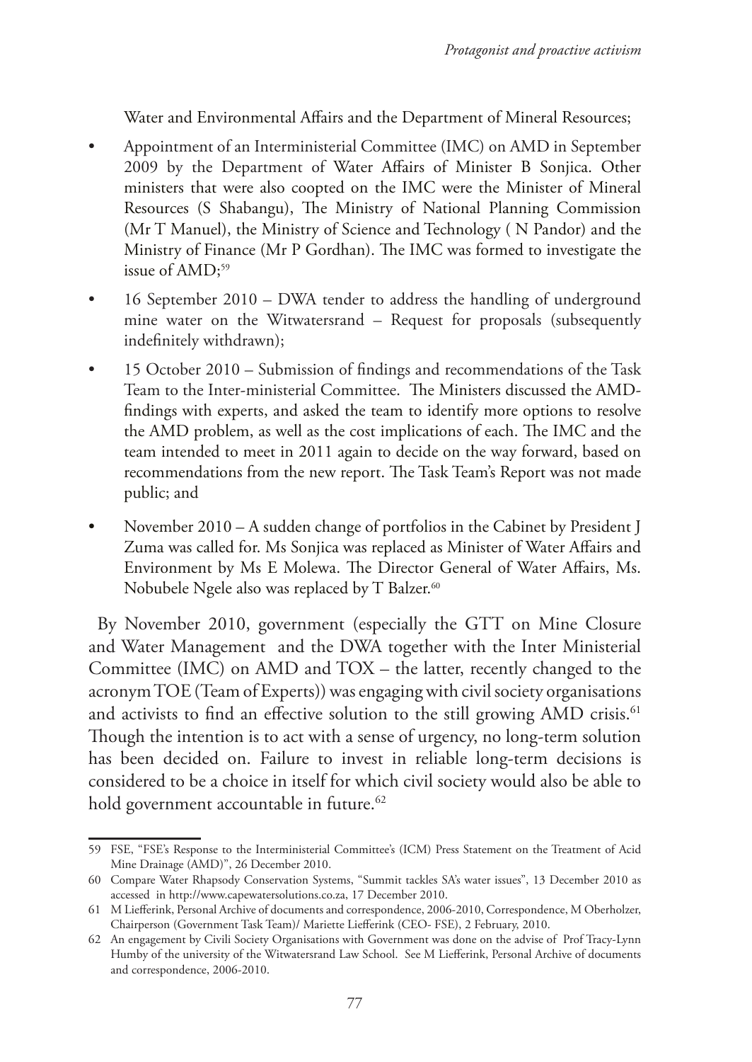Water and Environmental Affairs and the Department of Mineral Resources;

- Appointment of an Interministerial Committee (IMC) on AMD in September 2009 by the Department of Water Affairs of Minister B Sonjica. Other ministers that were also coopted on the IMC were the Minister of Mineral Resources (S Shabangu), The Ministry of National Planning Commission (Mr T Manuel), the Ministry of Science and Technology ( N Pandor) and the Ministry of Finance (Mr P Gordhan). The IMC was formed to investigate the issue of AMD;[59]
- 16 September 2010 – DWA tender to address the handling of underground mine water on the Witwatersrand – Request for proposals (subsequently indefinitely withdrawn);
- 15 October 2010 – Submission of findings and recommendations of the Task Team to the Inter-ministerial Committee. The Ministers discussed the AMD-findings with experts, and asked the team to identify more options to resolve the AMD problem, as well as the cost implications of each. The IMC and the team intended to meet in 2011 again to decide on the way forward, based on recommendations from the new report. The Task Team's Report was not made public; and
- November 2010 – A sudden change of portfolios in the Cabinet by President J Zuma was called for. Ms Sonjica was replaced as Minister of Water Affairs and Environment by Ms E Molewa. The Director General of Water Affairs, Ms. Nobubele Ngele also was replaced by T Balzer.[60]

By November 2010, government (especially the GTT on Mine Closure and Water Management and the DWA together with the Inter Ministerial Committee (IMC) on AMD and TOX – the latter, recently changed to the acronym TOE (Team of Experts)) was engaging with civil society organisations and activists to find an effective solution to the still growing AMD crisis.[61] Though the intention is to act with a sense of urgency, no long-term solution has been decided on. Failure to invest in reliable long-term decisions is considered to be a choice in itself for which civil society would also be able to hold government accountable in future.[62]

---

59 FSE, "FSE's Response to the Interministerial Committee's (ICM) Press Statement on the Treatment of Acid Mine Drainage (AMD)", 26 December 2010.

60 Compare Water Rhapsody Conservation Systems, "Summit tackles SA's water issues", 13 December 2010 as accessed in http://www.capewatersolutions.co.za, 17 December 2010.

61 M Liefferink, Personal Archive of documents and correspondence, 2006-2010, Correspondence, M Oberholzer, Chairperson (Government Task Team)/ Mariette Liefferink (CEO- FSE), 2 February, 2010.

62 An engagement by Civili Society Organisations with Government was done on the advise of Prof Tracy-Lynn Humby of the university of the Witwatersrand Law School. See M Liefferink, Personal Archive of documents and correspondence, 2006-2010.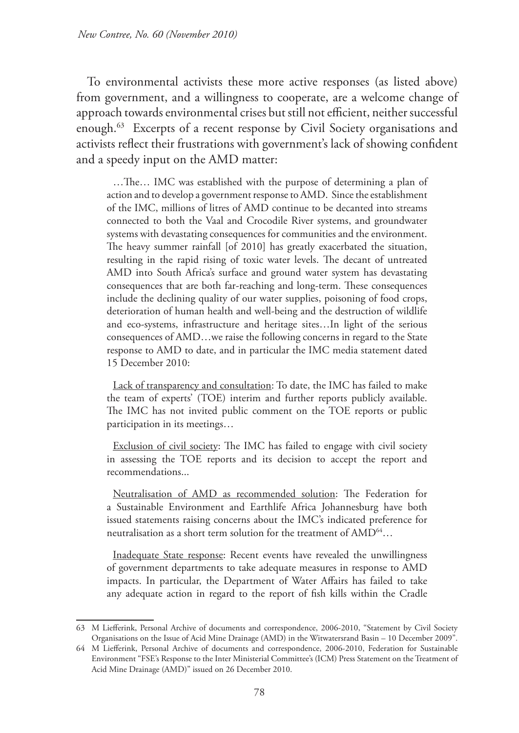To environmental activists these more active responses (as listed above) from government, and a willingness to cooperate, are a welcome change of approach towards environmental crises but still not efficient, neither successful enough.[63] Excerpts of a recent response by Civil Society organisations and activists reflect their frustrations with government's lack of showing confident and a speedy input on the AMD matter:

> …The… IMC was established with the purpose of determining a plan of action and to develop a government response to AMD. Since the establishment of the IMC, millions of litres of AMD continue to be decanted into streams connected to both the Vaal and Crocodile River systems, and groundwater systems with devastating consequences for communities and the environment. The heavy summer rainfall [of 2010] has greatly exacerbated the situation, resulting in the rapid rising of toxic water levels. The decant of untreated AMD into South Africa's surface and ground water system has devastating consequences that are both far-reaching and long-term. These consequences include the declining quality of our water supplies, poisoning of food crops, deterioration of human health and well-being and the destruction of wildlife and eco-systems, infrastructure and heritage sites…In light of the serious consequences of AMD…we raise the following concerns in regard to the State response to AMD to date, and in particular the IMC media statement dated 15 December 2010:
>
> <u>Lack of transparency and consultation</u>: To date, the IMC has failed to make the team of experts' (TOE) interim and further reports publicly available. The IMC has not invited public comment on the TOE reports or public participation in its meetings…
>
> <u>Exclusion of civil society</u>: The IMC has failed to engage with civil society in assessing the TOE reports and its decision to accept the report and recommendations...
>
> <u>Neutralisation of AMD as recommended solution</u>: The Federation for a Sustainable Environment and Earthlife Africa Johannesburg have both issued statements raising concerns about the IMC's indicated preference for neutralisation as a short term solution for the treatment of AMD[64]…
>
> <u>Inadequate State response</u>: Recent events have revealed the unwillingness of government departments to take adequate measures in response to AMD impacts. In particular, the Department of Water Affairs has failed to take any adequate action in regard to the report of fish kills within the Cradle

---

63 M Liefferink, Personal Archive of documents and correspondence, 2006-2010, "Statement by Civil Society Organisations on the Issue of Acid Mine Drainage (AMD) in the Witwatersrand Basin – 10 December 2009".

64 M Liefferink, Personal Archive of documents and correspondence, 2006-2010, Federation for Sustainable Environment "FSE's Response to the Inter Ministerial Committee's (ICM) Press Statement on the Treatment of Acid Mine Drainage (AMD)" issued on 26 December 2010.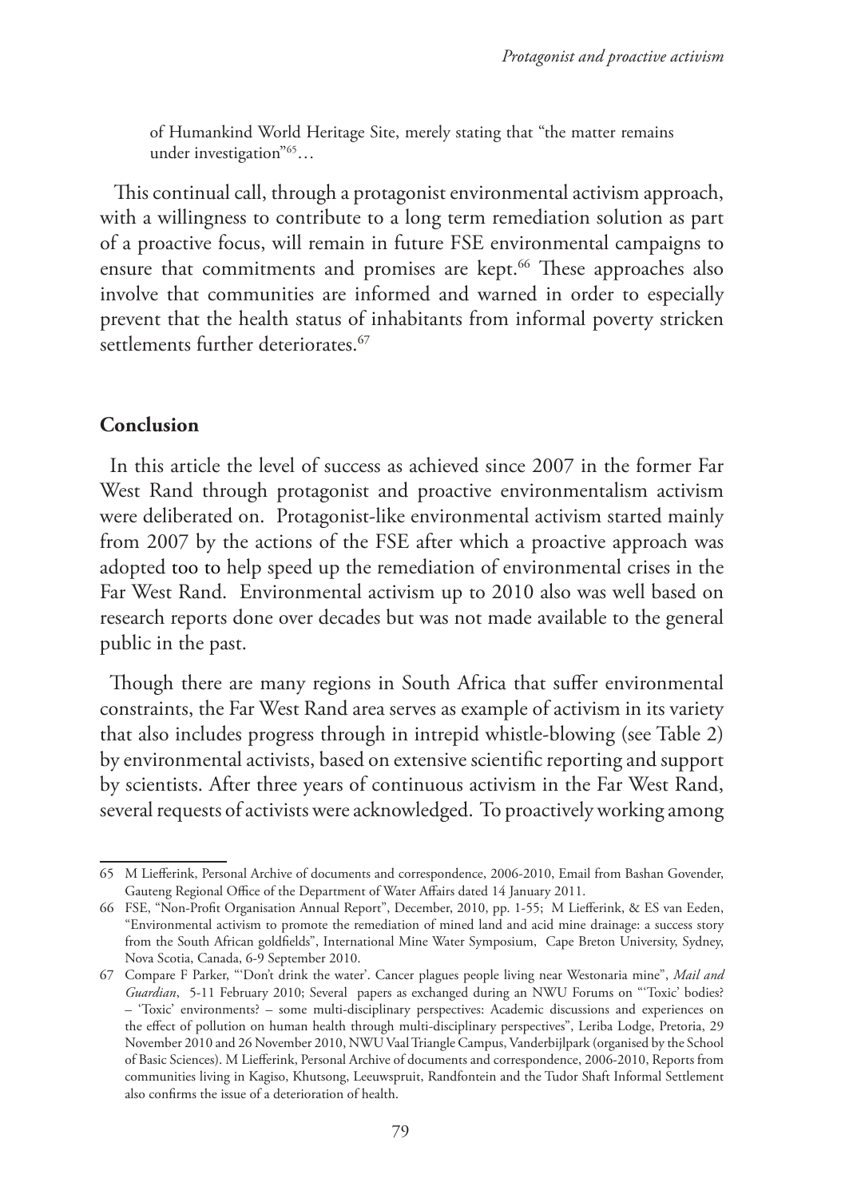of Humankind World Heritage Site, merely stating that "the matter remains under investigation"[65]…

This continual call, through a protagonist environmental activism approach, with a willingness to contribute to a long term remediation solution as part of a proactive focus, will remain in future FSE environmental campaigns to ensure that commitments and promises are kept.[66] These approaches also involve that communities are informed and warned in order to especially prevent that the health status of inhabitants from informal poverty stricken settlements further deteriorates.[67]

## Conclusion

In this article the level of success as achieved since 2007 in the former Far West Rand through protagonist and proactive environmentalism activism were deliberated on. Protagonist-like environmental activism started mainly from 2007 by the actions of the FSE after which a proactive approach was adopted too to help speed up the remediation of environmental crises in the Far West Rand. Environmental activism up to 2010 also was well based on research reports done over decades but was not made available to the general public in the past.

Though there are many regions in South Africa that suffer environmental constraints, the Far West Rand area serves as example of activism in its variety that also includes progress through in intrepid whistle-blowing (see Table 2) by environmental activists, based on extensive scientific reporting and support by scientists. After three years of continuous activism in the Far West Rand, several requests of activists were acknowledged. To proactively working among

---

65 M Liefferink, Personal Archive of documents and correspondence, 2006-2010, Email from Bashan Govender, Gauteng Regional Office of the Department of Water Affairs dated 14 January 2011.

66 FSE, "Non-Profit Organisation Annual Report", December, 2010, pp. 1-55; M Liefferink, & ES van Eeden, "Environmental activism to promote the remediation of mined land and acid mine drainage: a success story from the South African goldfields", International Mine Water Symposium, Cape Breton University, Sydney, Nova Scotia, Canada, 6-9 September 2010.

67 Compare F Parker, "'Don't drink the water'. Cancer plagues people living near Westonaria mine", *Mail and Guardian*, 5-11 February 2010; Several papers as exchanged during an NWU Forums on "'Toxic' bodies? – 'Toxic' environments? – some multi-disciplinary perspectives: Academic discussions and experiences on the effect of pollution on human health through multi-disciplinary perspectives", Leriba Lodge, Pretoria, 29 November 2010 and 26 November 2010, NWU Vaal Triangle Campus, Vanderbijlpark (organised by the School of Basic Sciences). M Liefferink, Personal Archive of documents and correspondence, 2006-2010, Reports from communities living in Kagiso, Khutsong, Leeuwspruit, Randfontein and the Tudor Shaft Informal Settlement also confirms the issue of a deterioration of health.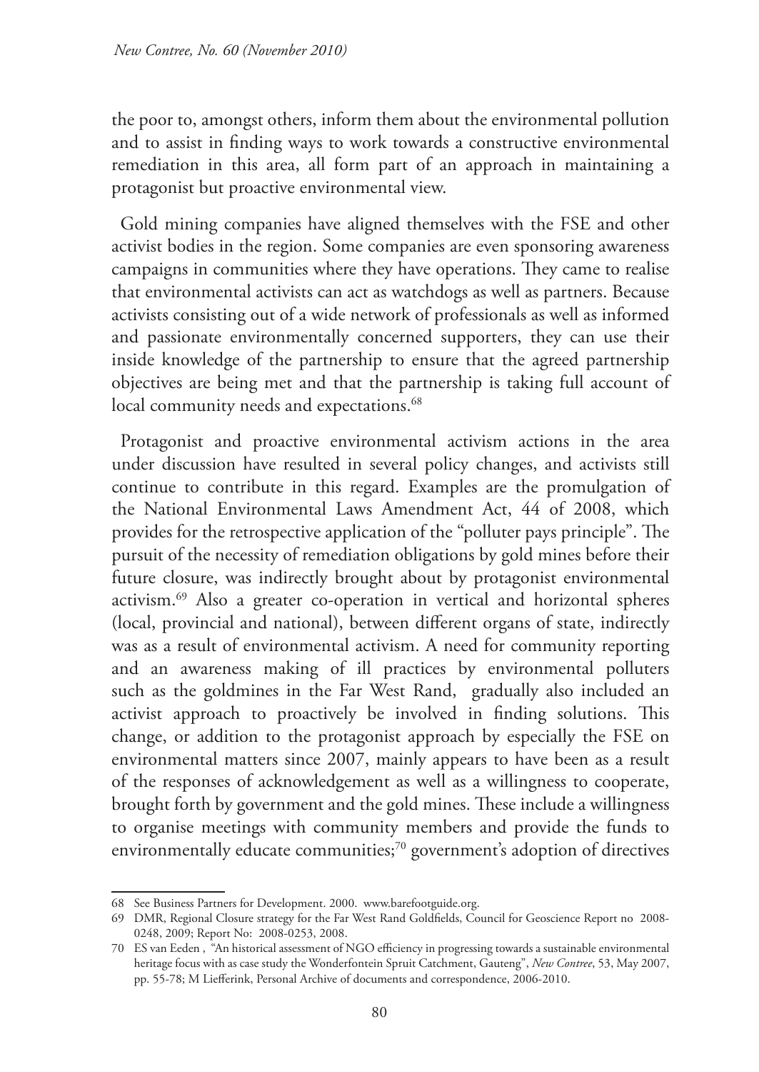the poor to, amongst others, inform them about the environmental pollution and to assist in finding ways to work towards a constructive environmental remediation in this area, all form part of an approach in maintaining a protagonist but proactive environmental view.

Gold mining companies have aligned themselves with the FSE and other activist bodies in the region. Some companies are even sponsoring awareness campaigns in communities where they have operations. They came to realise that environmental activists can act as watchdogs as well as partners. Because activists consisting out of a wide network of professionals as well as informed and passionate environmentally concerned supporters, they can use their inside knowledge of the partnership to ensure that the agreed partnership objectives are being met and that the partnership is taking full account of local community needs and expectations.[68]

Protagonist and proactive environmental activism actions in the area under discussion have resulted in several policy changes, and activists still continue to contribute in this regard. Examples are the promulgation of the National Environmental Laws Amendment Act, 44 of 2008, which provides for the retrospective application of the "polluter pays principle". The pursuit of the necessity of remediation obligations by gold mines before their future closure, was indirectly brought about by protagonist environmental activism.[69] Also a greater co-operation in vertical and horizontal spheres (local, provincial and national), between different organs of state, indirectly was as a result of environmental activism. A need for community reporting and an awareness making of ill practices by environmental polluters such as the goldmines in the Far West Rand, gradually also included an activist approach to proactively be involved in finding solutions. This change, or addition to the protagonist approach by especially the FSE on environmental matters since 2007, mainly appears to have been as a result of the responses of acknowledgement as well as a willingness to cooperate, brought forth by government and the gold mines. These include a willingness to organise meetings with community members and provide the funds to environmentally educate communities;[70] government's adoption of directives

---

68 See Business Partners for Development. 2000. www.barefootguide.org.

69 DMR, Regional Closure strategy for the Far West Rand Goldfields, Council for Geoscience Report no 2008-0248, 2009; Report No: 2008-0253, 2008.

70 ES van Eeden , "An historical assessment of NGO efficiency in progressing towards a sustainable environmental heritage focus with as case study the Wonderfontein Spruit Catchment, Gauteng", *New Contree*, 53, May 2007, pp. 55-78; M Liefferink, Personal Archive of documents and correspondence, 2006-2010.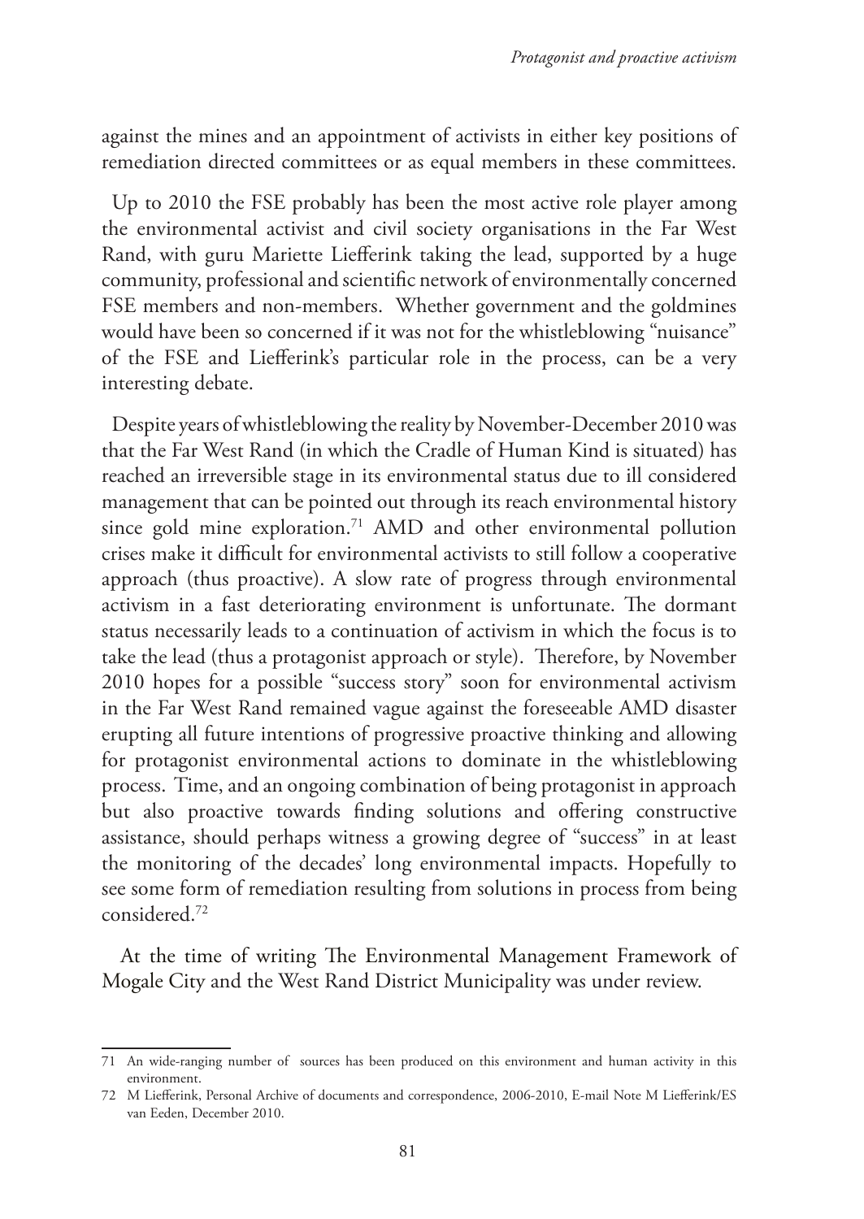against the mines and an appointment of activists in either key positions of remediation directed committees or as equal members in these committees.

Up to 2010 the FSE probably has been the most active role player among the environmental activist and civil society organisations in the Far West Rand, with guru Mariette Liefferink taking the lead, supported by a huge community, professional and scientific network of environmentally concerned FSE members and non-members. Whether government and the goldmines would have been so concerned if it was not for the whistleblowing "nuisance" of the FSE and Liefferink's particular role in the process, can be a very interesting debate.

Despite years of whistleblowing the reality by November-December 2010 was that the Far West Rand (in which the Cradle of Human Kind is situated) has reached an irreversible stage in its environmental status due to ill considered management that can be pointed out through its reach environmental history since gold mine exploration.[71] AMD and other environmental pollution crises make it difficult for environmental activists to still follow a cooperative approach (thus proactive). A slow rate of progress through environmental activism in a fast deteriorating environment is unfortunate. The dormant status necessarily leads to a continuation of activism in which the focus is to take the lead (thus a protagonist approach or style). Therefore, by November 2010 hopes for a possible "success story" soon for environmental activism in the Far West Rand remained vague against the foreseeable AMD disaster erupting all future intentions of progressive proactive thinking and allowing for protagonist environmental actions to dominate in the whistleblowing process. Time, and an ongoing combination of being protagonist in approach but also proactive towards finding solutions and offering constructive assistance, should perhaps witness a growing degree of "success" in at least the monitoring of the decades' long environmental impacts. Hopefully to see some form of remediation resulting from solutions in process from being considered.[72]

At the time of writing The Environmental Management Framework of Mogale City and the West Rand District Municipality was under review.

---

71 An wide-ranging number of sources has been produced on this environment and human activity in this environment.

72 M Liefferink, Personal Archive of documents and correspondence, 2006-2010, E-mail Note M Liefferink/ES van Eeden, December 2010.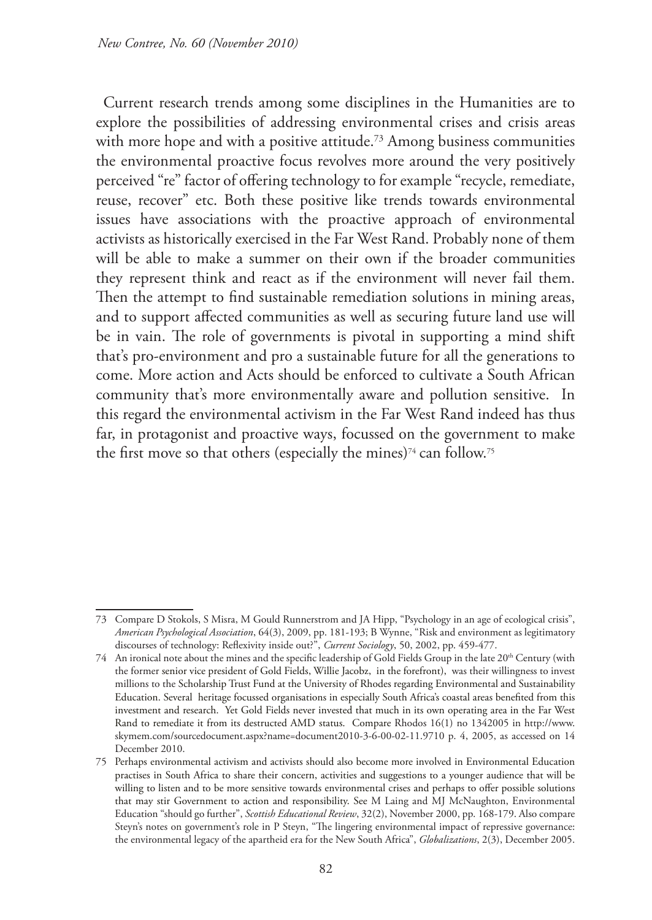Current research trends among some disciplines in the Humanities are to explore the possibilities of addressing environmental crises and crisis areas with more hope and with a positive attitude.[73] Among business communities the environmental proactive focus revolves more around the very positively perceived "re" factor of offering technology to for example "recycle, remediate, reuse, recover" etc. Both these positive like trends towards environmental issues have associations with the proactive approach of environmental activists as historically exercised in the Far West Rand. Probably none of them will be able to make a summer on their own if the broader communities they represent think and react as if the environment will never fail them. Then the attempt to find sustainable remediation solutions in mining areas, and to support affected communities as well as securing future land use will be in vain. The role of governments is pivotal in supporting a mind shift that's pro-environment and pro a sustainable future for all the generations to come. More action and Acts should be enforced to cultivate a South African community that's more environmentally aware and pollution sensitive. In this regard the environmental activism in the Far West Rand indeed has thus far, in protagonist and proactive ways, focussed on the government to make the first move so that others (especially the mines)[74] can follow.[75]

---

73 Compare D Stokols, S Misra, M Gould Runnerstrom and JA Hipp, "Psychology in an age of ecological crisis", *American Psychological Association*, 64(3), 2009, pp. 181-193; B Wynne, "Risk and environment as legitimatory discourses of technology: Reflexivity inside out?", *Current Sociology*, 50, 2002, pp. 459-477.

74 An ironical note about the mines and the specific leadership of Gold Fields Group in the late 20th Century (with the former senior vice president of Gold Fields, Willie Jacobz, in the forefront), was their willingness to invest millions to the Scholarship Trust Fund at the University of Rhodes regarding Environmental and Sustainability Education. Several heritage focussed organisations in especially South Africa's coastal areas benefited from this investment and research. Yet Gold Fields never invested that much in its own operating area in the Far West Rand to remediate it from its destructed AMD status. Compare Rhodos 16(1) no 1342005 in http://www.skymem.com/sourcedocument.aspx?name=document2010-3-6-00-02-11.9710 p. 4, 2005, as accessed on 14 December 2010.

75 Perhaps environmental activism and activists should also become more involved in Environmental Education practises in South Africa to share their concern, activities and suggestions to a younger audience that will be willing to listen and to be more sensitive towards environmental crises and perhaps to offer possible solutions that may stir Government to action and responsibility. See M Laing and MJ McNaughton, Environmental Education "should go further", *Scottish Educational Review*, 32(2), November 2000, pp. 168-179. Also compare Steyn's notes on government's role in P Steyn, "The lingering environmental impact of repressive governance: the environmental legacy of the apartheid era for the New South Africa", *Globalizations*, 2(3), December 2005.